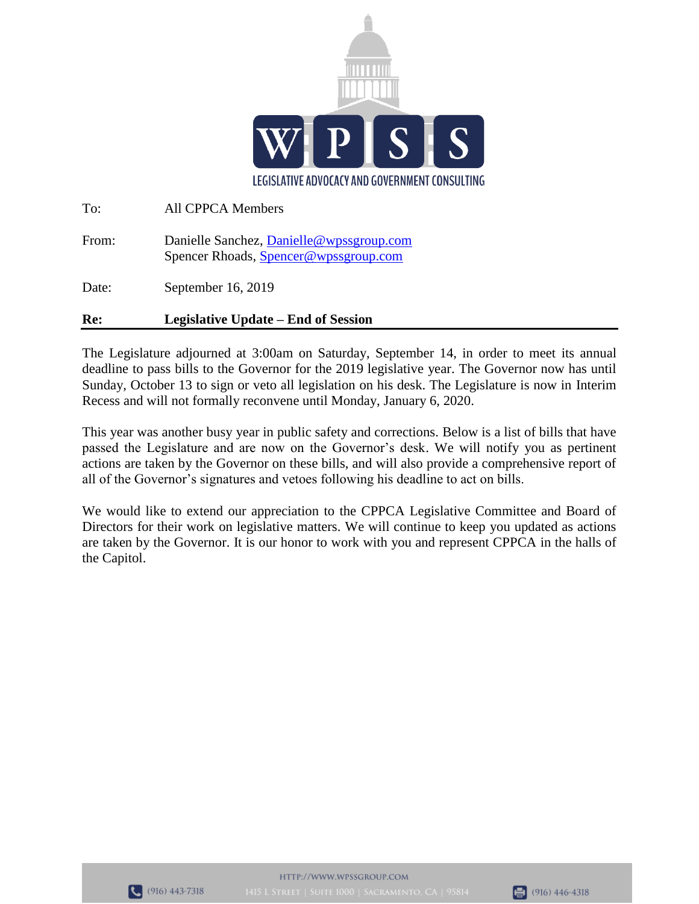WPSS

LEGISLATIVE ADVOCACY AND GOVERNMENT CONSULTING

To: All CPPCA Members

From: Danielle Sanchez, Danielle@wpssgroup.com
Spencer Rhoads, Spencer@wpssgroup.com

Date: September 16, 2019

**Re: Legislative Update – End of Session**

The Legislature adjourned at 3:00am on Saturday, September 14, in order to meet its annual deadline to pass bills to the Governor for the 2019 legislative year. The Governor now has until Sunday, October 13 to sign or veto all legislation on his desk. The Legislature is now in Interim Recess and will not formally reconvene until Monday, January 6, 2020.

This year was another busy year in public safety and corrections. Below is a list of bills that have passed the Legislature and are now on the Governor's desk. We will notify you as pertinent actions are taken by the Governor on these bills, and will also provide a comprehensive report of all of the Governor's signatures and vetoes following his deadline to act on bills.

We would like to extend our appreciation to the CPPCA Legislative Committee and Board of Directors for their work on legislative matters. We will continue to keep you updated as actions are taken by the Governor. It is our honor to work with you and represent CPPCA in the halls of the Capitol.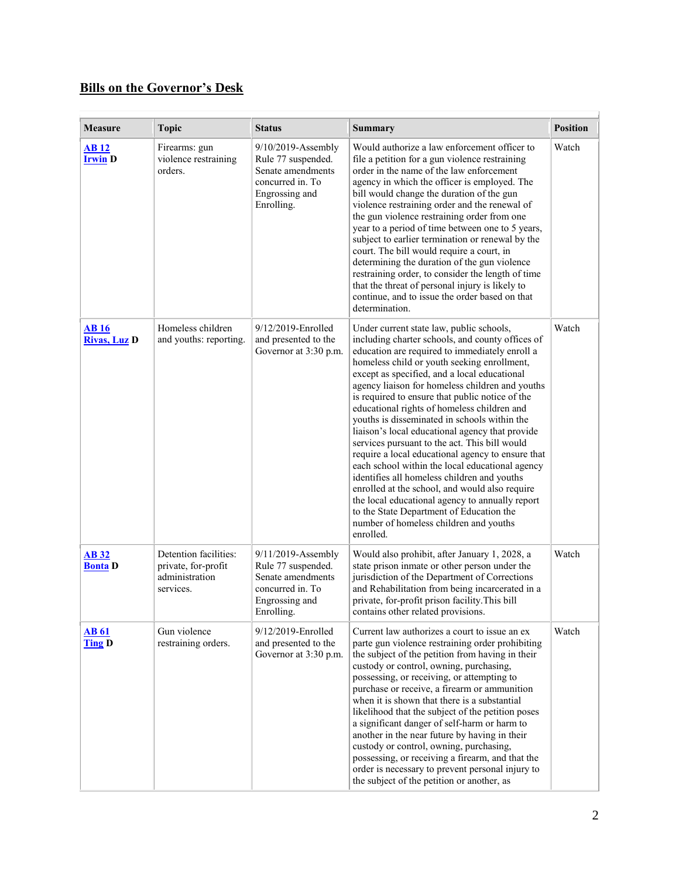## Bills on the Governor's Desk

| Measure | Topic | Status | Summary | Position |
|---|---|---|---|---|
| **AB 12** **Irwin D** | Firearms: gun violence restraining orders. | 9/10/2019-Assembly Rule 77 suspended. Senate amendments concurred in. To Engrossing and Enrolling. | Would authorize a law enforcement officer to file a petition for a gun violence restraining order in the name of the law enforcement agency in which the officer is employed. The bill would change the duration of the gun violence restraining order and the renewal of the gun violence restraining order from one year to a period of time between one to 5 years, subject to earlier termination or renewal by the court. The bill would require a court, in determining the duration of the gun violence restraining order, to consider the length of time that the threat of personal injury is likely to continue, and to issue the order based on that determination. | Watch |
| **AB 16** **Rivas, Luz D** | Homeless children and youths: reporting. | 9/12/2019-Enrolled and presented to the Governor at 3:30 p.m. | Under current state law, public schools, including charter schools, and county offices of education are required to immediately enroll a homeless child or youth seeking enrollment, except as specified, and a local educational agency liaison for homeless children and youths is required to ensure that public notice of the educational rights of homeless children and youths is disseminated in schools within the liaison's local educational agency that provide services pursuant to the act. This bill would require a local educational agency to ensure that each school within the local educational agency identifies all homeless children and youths enrolled at the school, and would also require the local educational agency to annually report to the State Department of Education the number of homeless children and youths enrolled. | Watch |
| **AB 32** **Bonta D** | Detention facilities: private, for-profit administration services. | 9/11/2019-Assembly Rule 77 suspended. Senate amendments concurred in. To Engrossing and Enrolling. | Would also prohibit, after January 1, 2028, a state prison inmate or other person under the jurisdiction of the Department of Corrections and Rehabilitation from being incarcerated in a private, for-profit prison facility.This bill contains other related provisions. | Watch |
| **AB 61** **Ting D** | Gun violence restraining orders. | 9/12/2019-Enrolled and presented to the Governor at 3:30 p.m. | Current law authorizes a court to issue an ex parte gun violence restraining order prohibiting the subject of the petition from having in their custody or control, owning, purchasing, possessing, or receiving, or attempting to purchase or receive, a firearm or ammunition when it is shown that there is a substantial likelihood that the subject of the petition poses a significant danger of self-harm or harm to another in the near future by having in their custody or control, owning, purchasing, possessing, or receiving a firearm, and that the order is necessary to prevent personal injury to the subject of the petition or another, as | Watch |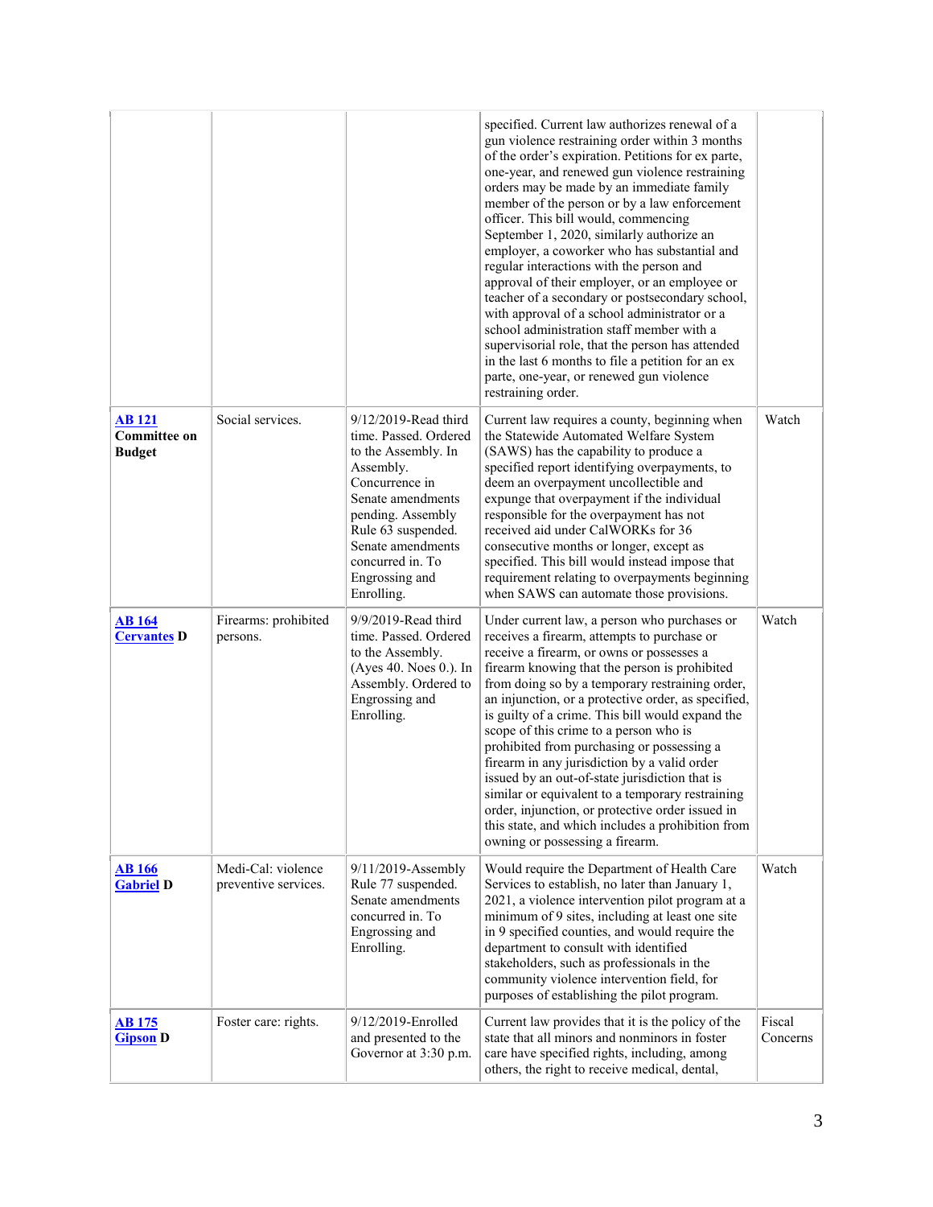| | | | | |
|---|---|---|---|---|
| | | | specified. Current law authorizes renewal of a gun violence restraining order within 3 months of the order's expiration. Petitions for ex parte, one-year, and renewed gun violence restraining orders may be made by an immediate family member of the person or by a law enforcement officer. This bill would, commencing September 1, 2020, similarly authorize an employer, a coworker who has substantial and regular interactions with the person and approval of their employer, or an employee or teacher of a secondary or postsecondary school, with approval of a school administrator or a school administration staff member with a supervisorial role, that the person has attended in the last 6 months to file a petition for an ex parte, one-year, or renewed gun violence restraining order. | |
| **AB 121** **Committee on Budget** | Social services. | 9/12/2019-Read third time. Passed. Ordered to the Assembly. In Assembly. Concurrence in Senate amendments pending. Assembly Rule 63 suspended. Senate amendments concurred in. To Engrossing and Enrolling. | Current law requires a county, beginning when the Statewide Automated Welfare System (SAWS) has the capability to produce a specified report identifying overpayments, to deem an overpayment uncollectible and expunge that overpayment if the individual responsible for the overpayment has not received aid under CalWORKs for 36 consecutive months or longer, except as specified. This bill would instead impose that requirement relating to overpayments beginning when SAWS can automate those provisions. | Watch |
| **AB 164** **Cervantes D** | Firearms: prohibited persons. | 9/9/2019-Read third time. Passed. Ordered to the Assembly. (Ayes 40. Noes 0.). In Assembly. Ordered to Engrossing and Enrolling. | Under current law, a person who purchases or receives a firearm, attempts to purchase or receive a firearm, or owns or possesses a firearm knowing that the person is prohibited from doing so by a temporary restraining order, an injunction, or a protective order, as specified, is guilty of a crime. This bill would expand the scope of this crime to a person who is prohibited from purchasing or possessing a firearm in any jurisdiction by a valid order issued by an out-of-state jurisdiction that is similar or equivalent to a temporary restraining order, injunction, or protective order issued in this state, and which includes a prohibition from owning or possessing a firearm. | Watch |
| **AB 166** **Gabriel D** | Medi-Cal: violence preventive services. | 9/11/2019-Assembly Rule 77 suspended. Senate amendments concurred in. To Engrossing and Enrolling. | Would require the Department of Health Care Services to establish, no later than January 1, 2021, a violence intervention pilot program at a minimum of 9 sites, including at least one site in 9 specified counties, and would require the department to consult with identified stakeholders, such as professionals in the community violence intervention field, for purposes of establishing the pilot program. | Watch |
| **AB 175** **Gipson D** | Foster care: rights. | 9/12/2019-Enrolled and presented to the Governor at 3:30 p.m. | Current law provides that it is the policy of the state that all minors and nonminors in foster care have specified rights, including, among others, the right to receive medical, dental, | Fiscal Concerns |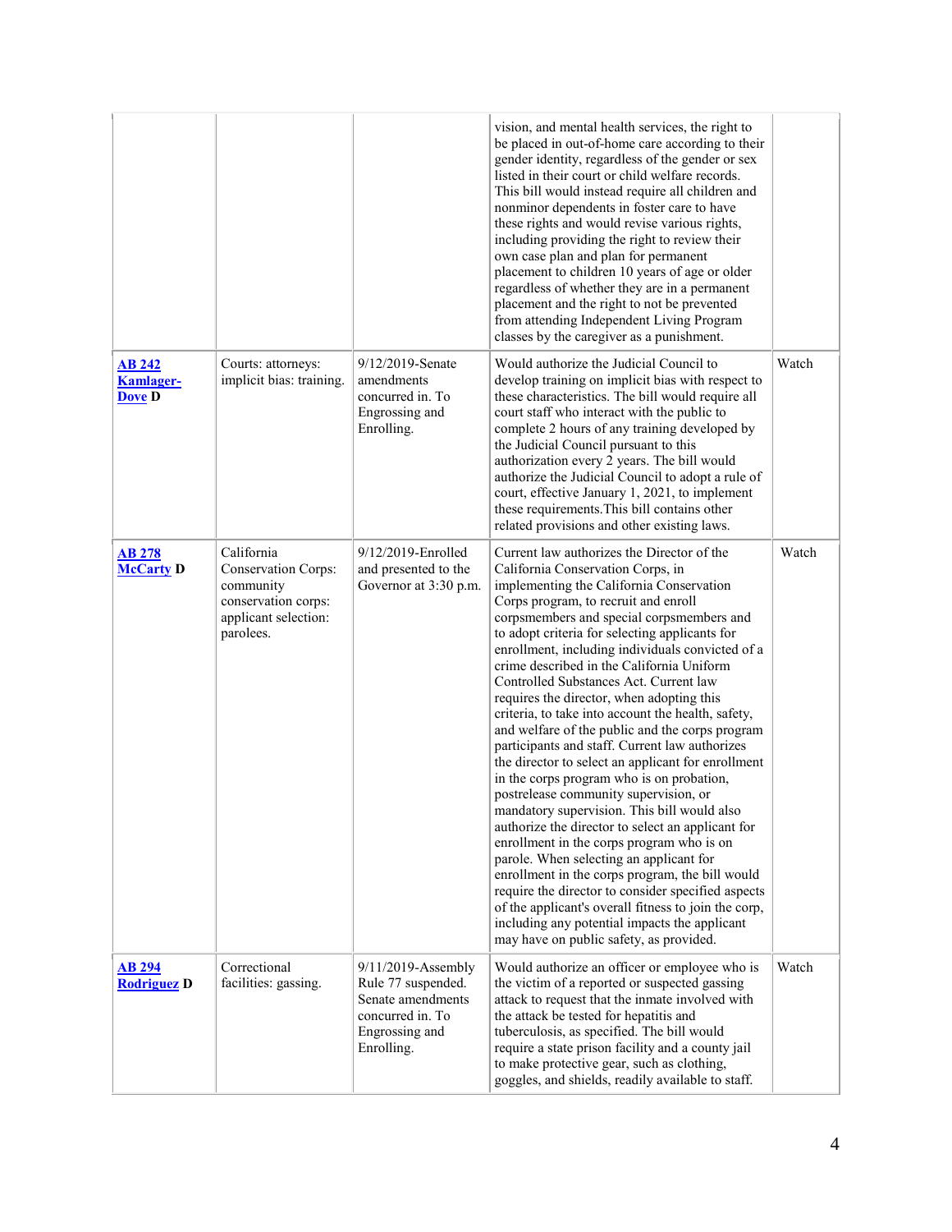| | | | | |
|---|---|---|---|---|
| | | | vision, and mental health services, the right to be placed in out-of-home care according to their gender identity, regardless of the gender or sex listed in their court or child welfare records. This bill would instead require all children and nonminor dependents in foster care to have these rights and would revise various rights, including providing the right to review their own case plan and plan for permanent placement to children 10 years of age or older regardless of whether they are in a permanent placement and the right to not be prevented from attending Independent Living Program classes by the caregiver as a punishment. | |
| **AB 242 Kamlager-Dove D** | Courts: attorneys: implicit bias: training. | 9/12/2019-Senate amendments concurred in. To Engrossing and Enrolling. | Would authorize the Judicial Council to develop training on implicit bias with respect to these characteristics. The bill would require all court staff who interact with the public to complete 2 hours of any training developed by the Judicial Council pursuant to this authorization every 2 years. The bill would authorize the Judicial Council to adopt a rule of court, effective January 1, 2021, to implement these requirements.This bill contains other related provisions and other existing laws. | Watch |
| **AB 278 McCarty D** | California Conservation Corps: community conservation corps: applicant selection: parolees. | 9/12/2019-Enrolled and presented to the Governor at 3:30 p.m. | Current law authorizes the Director of the California Conservation Corps, in implementing the California Conservation Corps program, to recruit and enroll corpsmembers and special corpsmembers and to adopt criteria for selecting applicants for enrollment, including individuals convicted of a crime described in the California Uniform Controlled Substances Act. Current law requires the director, when adopting this criteria, to take into account the health, safety, and welfare of the public and the corps program participants and staff. Current law authorizes the director to select an applicant for enrollment in the corps program who is on probation, postrelease community supervision, or mandatory supervision. This bill would also authorize the director to select an applicant for enrollment in the corps program who is on parole. When selecting an applicant for enrollment in the corps program, the bill would require the director to consider specified aspects of the applicant's overall fitness to join the corp, including any potential impacts the applicant may have on public safety, as provided. | Watch |
| **AB 294 Rodriguez D** | Correctional facilities: gassing. | 9/11/2019-Assembly Rule 77 suspended. Senate amendments concurred in. To Engrossing and Enrolling. | Would authorize an officer or employee who is the victim of a reported or suspected gassing attack to request that the inmate involved with the attack be tested for hepatitis and tuberculosis, as specified. The bill would require a state prison facility and a county jail to make protective gear, such as clothing, goggles, and shields, readily available to staff. | Watch |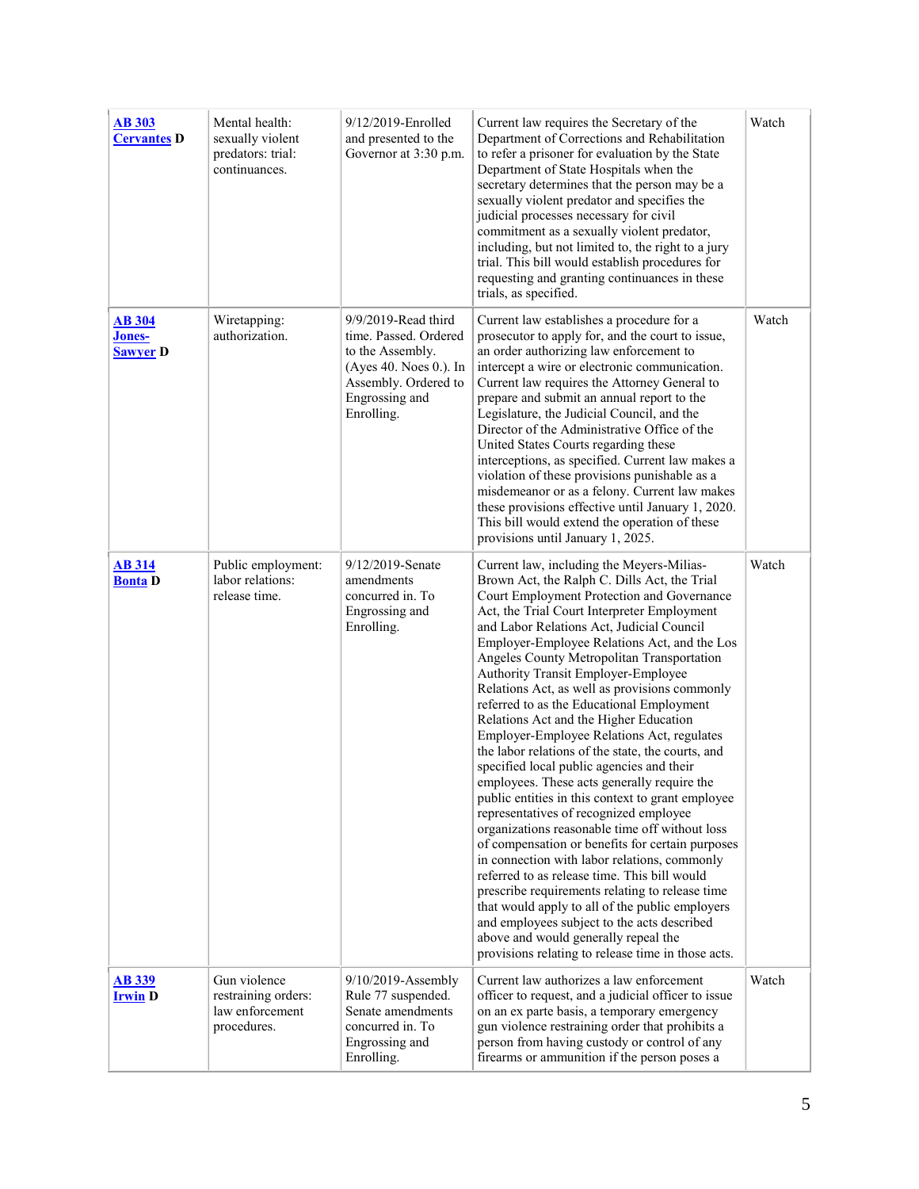| **AB 303 Cervantes D** | Mental health: sexually violent predators: trial: continuances. | 9/12/2019-Enrolled and presented to the Governor at 3:30 p.m. | Current law requires the Secretary of the Department of Corrections and Rehabilitation to refer a prisoner for evaluation by the State Department of State Hospitals when the secretary determines that the person may be a sexually violent predator and specifies the judicial processes necessary for civil commitment as a sexually violent predator, including, but not limited to, the right to a jury trial. This bill would establish procedures for requesting and granting continuances in these trials, as specified. | Watch |
|---|---|---|---|---|
| **AB 304 Jones-Sawyer D** | Wiretapping: authorization. | 9/9/2019-Read third time. Passed. Ordered to the Assembly. (Ayes 40. Noes 0.). In Assembly. Ordered to Engrossing and Enrolling. | Current law establishes a procedure for a prosecutor to apply for, and the court to issue, an order authorizing law enforcement to intercept a wire or electronic communication. Current law requires the Attorney General to prepare and submit an annual report to the Legislature, the Judicial Council, and the Director of the Administrative Office of the United States Courts regarding these interceptions, as specified. Current law makes a violation of these provisions punishable as a misdemeanor or as a felony. Current law makes these provisions effective until January 1, 2020. This bill would extend the operation of these provisions until January 1, 2025. | Watch |
| **AB 314 Bonta D** | Public employment: labor relations: release time. | 9/12/2019-Senate amendments concurred in. To Engrossing and Enrolling. | Current law, including the Meyers-Milias-Brown Act, the Ralph C. Dills Act, the Trial Court Employment Protection and Governance Act, the Trial Court Interpreter Employment and Labor Relations Act, Judicial Council Employer-Employee Relations Act, and the Los Angeles County Metropolitan Transportation Authority Transit Employer-Employee Relations Act, as well as provisions commonly referred to as the Educational Employment Relations Act and the Higher Education Employer-Employee Relations Act, regulates the labor relations of the state, the courts, and specified local public agencies and their employees. These acts generally require the public entities in this context to grant employee representatives of recognized employee organizations reasonable time off without loss of compensation or benefits for certain purposes in connection with labor relations, commonly referred to as release time. This bill would prescribe requirements relating to release time that would apply to all of the public employers and employees subject to the acts described above and would generally repeal the provisions relating to release time in those acts. | Watch |
| **AB 339 Irwin D** | Gun violence restraining orders: law enforcement procedures. | 9/10/2019-Assembly Rule 77 suspended. Senate amendments concurred in. To Engrossing and Enrolling. | Current law authorizes a law enforcement officer to request, and a judicial officer to issue on an ex parte basis, a temporary emergency gun violence restraining order that prohibits a person from having custody or control of any firearms or ammunition if the person poses a | Watch |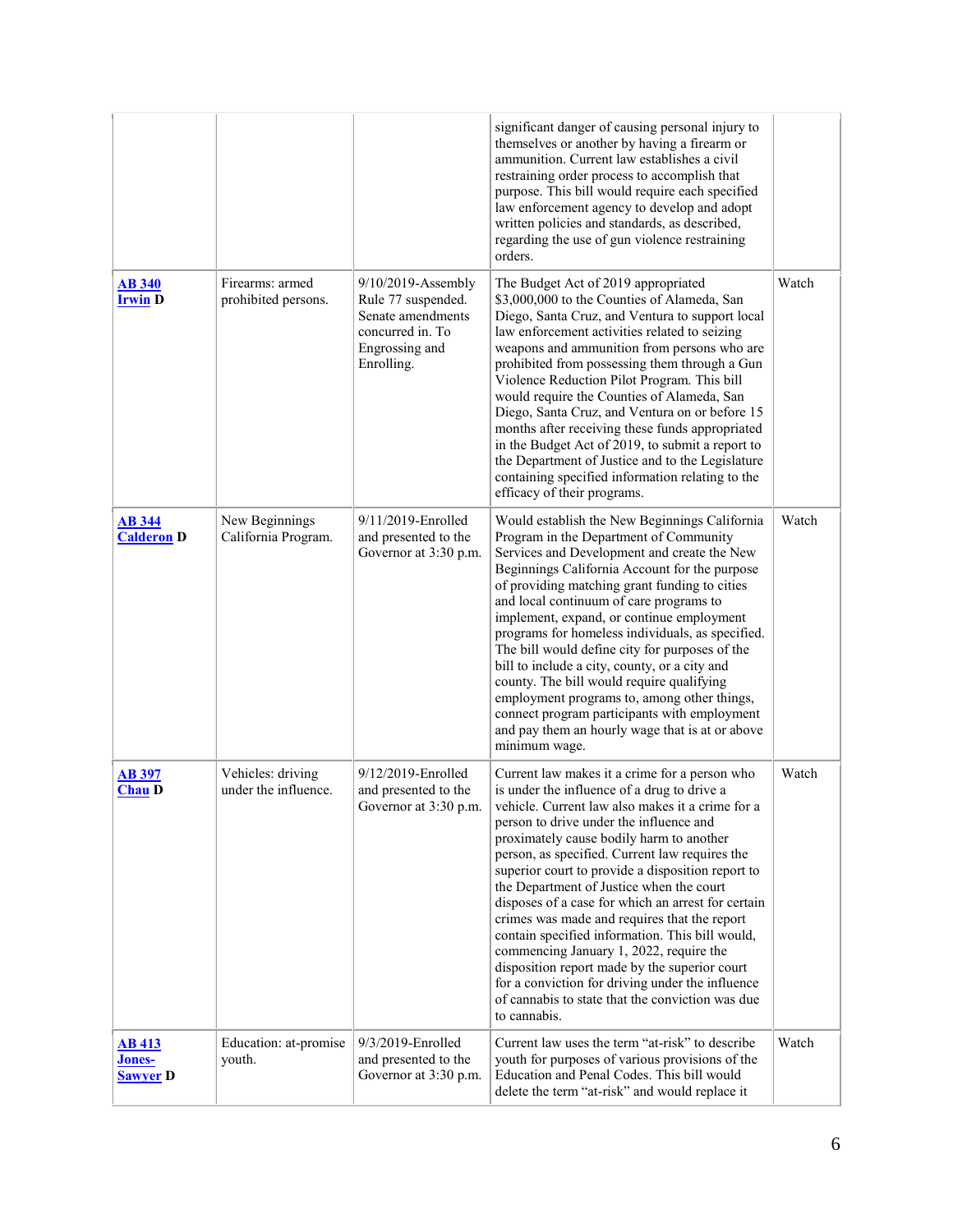| | | | | |
|---|---|---|---|---|
| | | | significant danger of causing personal injury to themselves or another by having a firearm or ammunition. Current law establishes a civil restraining order process to accomplish that purpose. This bill would require each specified law enforcement agency to develop and adopt written policies and standards, as described, regarding the use of gun violence restraining orders. | |
| **AB 340 Irwin D** | Firearms: armed prohibited persons. | 9/10/2019-Assembly Rule 77 suspended. Senate amendments concurred in. To Engrossing and Enrolling. | The Budget Act of 2019 appropriated $3,000,000 to the Counties of Alameda, San Diego, Santa Cruz, and Ventura to support local law enforcement activities related to seizing weapons and ammunition from persons who are prohibited from possessing them through a Gun Violence Reduction Pilot Program. This bill would require the Counties of Alameda, San Diego, Santa Cruz, and Ventura on or before 15 months after receiving these funds appropriated in the Budget Act of 2019, to submit a report to the Department of Justice and to the Legislature containing specified information relating to the efficacy of their programs. | Watch |
| **AB 344 Calderon D** | New Beginnings California Program. | 9/11/2019-Enrolled and presented to the Governor at 3:30 p.m. | Would establish the New Beginnings California Program in the Department of Community Services and Development and create the New Beginnings California Account for the purpose of providing matching grant funding to cities and local continuum of care programs to implement, expand, or continue employment programs for homeless individuals, as specified. The bill would define city for purposes of the bill to include a city, county, or a city and county. The bill would require qualifying employment programs to, among other things, connect program participants with employment and pay them an hourly wage that is at or above minimum wage. | Watch |
| **AB 397 Chau D** | Vehicles: driving under the influence. | 9/12/2019-Enrolled and presented to the Governor at 3:30 p.m. | Current law makes it a crime for a person who is under the influence of a drug to drive a vehicle. Current law also makes it a crime for a person to drive under the influence and proximately cause bodily harm to another person, as specified. Current law requires the superior court to provide a disposition report to the Department of Justice when the court disposes of a case for which an arrest for certain crimes was made and requires that the report contain specified information. This bill would, commencing January 1, 2022, require the disposition report made by the superior court for a conviction for driving under the influence of cannabis to state that the conviction was due to cannabis. | Watch |
| **AB 413 Jones-Sawyer D** | Education: at-promise youth. | 9/3/2019-Enrolled and presented to the Governor at 3:30 p.m. | Current law uses the term "at-risk" to describe youth for purposes of various provisions of the Education and Penal Codes. This bill would delete the term "at-risk" and would replace it | Watch |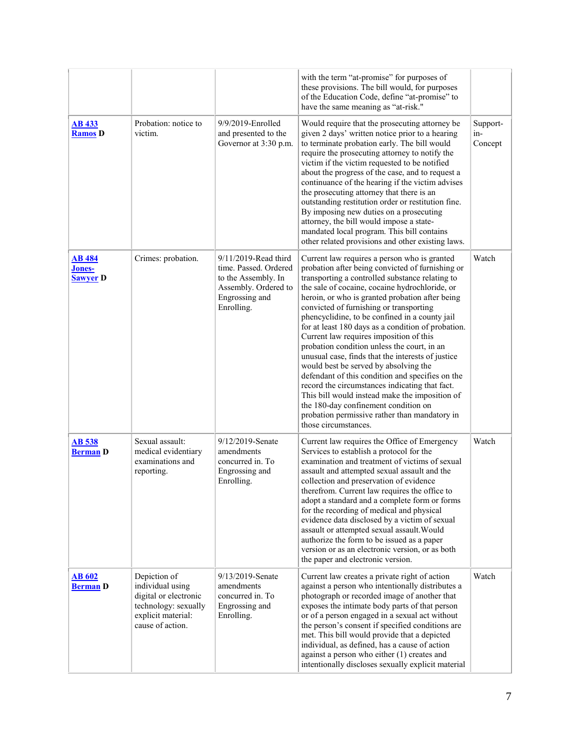| | | | | |
|---|---|---|---|---|
| | | | with the term “at-promise” for purposes of these provisions. The bill would, for purposes of the Education Code, define “at-promise” to have the same meaning as “at-risk." | |
| **AB 433** **Ramos D** | Probation: notice to victim. | 9/9/2019-Enrolled and presented to the Governor at 3:30 p.m. | Would require that the prosecuting attorney be given 2 days’ written notice prior to a hearing to terminate probation early. The bill would require the prosecuting attorney to notify the victim if the victim requested to be notified about the progress of the case, and to request a continuance of the hearing if the victim advises the prosecuting attorney that there is an outstanding restitution order or restitution fine. By imposing new duties on a prosecuting attorney, the bill would impose a state-mandated local program. This bill contains other related provisions and other existing laws. | Support-in-Concept |
| **AB 484** **Jones-Sawyer D** | Crimes: probation. | 9/11/2019-Read third time. Passed. Ordered to the Assembly. In Assembly. Ordered to Engrossing and Enrolling. | Current law requires a person who is granted probation after being convicted of furnishing or transporting a controlled substance relating to the sale of cocaine, cocaine hydrochloride, or heroin, or who is granted probation after being convicted of furnishing or transporting phencyclidine, to be confined in a county jail for at least 180 days as a condition of probation. Current law requires imposition of this probation condition unless the court, in an unusual case, finds that the interests of justice would best be served by absolving the defendant of this condition and specifies on the record the circumstances indicating that fact. This bill would instead make the imposition of the 180-day confinement condition on probation permissive rather than mandatory in those circumstances. | Watch |
| **AB 538** **Berman D** | Sexual assault: medical evidentiary examinations and reporting. | 9/12/2019-Senate amendments concurred in. To Engrossing and Enrolling. | Current law requires the Office of Emergency Services to establish a protocol for the examination and treatment of victims of sexual assault and attempted sexual assault and the collection and preservation of evidence therefrom. Current law requires the office to adopt a standard and a complete form or forms for the recording of medical and physical evidence data disclosed by a victim of sexual assault or attempted sexual assault.Would authorize the form to be issued as a paper version or as an electronic version, or as both the paper and electronic version. | Watch |
| **AB 602** **Berman D** | Depiction of individual using digital or electronic technology: sexually explicit material: cause of action. | 9/13/2019-Senate amendments concurred in. To Engrossing and Enrolling. | Current law creates a private right of action against a person who intentionally distributes a photograph or recorded image of another that exposes the intimate body parts of that person or of a person engaged in a sexual act without the person’s consent if specified conditions are met. This bill would provide that a depicted individual, as defined, has a cause of action against a person who either (1) creates and intentionally discloses sexually explicit material | Watch |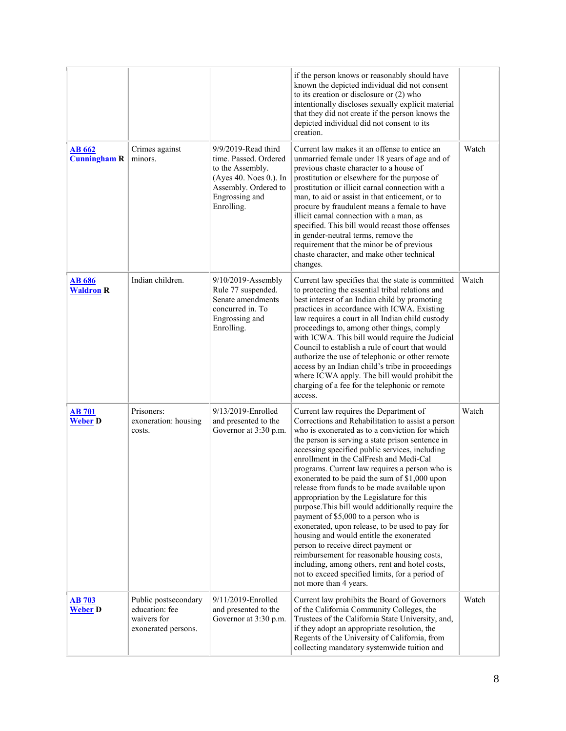| | | | | |
|---|---|---|---|---|
| | | | if the person knows or reasonably should have known the depicted individual did not consent to its creation or disclosure or (2) who intentionally discloses sexually explicit material that they did not create if the person knows the depicted individual did not consent to its creation. | |
| **AB 662** **Cunningham R** | Crimes against minors. | 9/9/2019-Read third time. Passed. Ordered to the Assembly. (Ayes 40. Noes 0.). In Assembly. Ordered to Engrossing and Enrolling. | Current law makes it an offense to entice an unmarried female under 18 years of age and of previous chaste character to a house of prostitution or elsewhere for the purpose of prostitution or illicit carnal connection with a man, to aid or assist in that enticement, or to procure by fraudulent means a female to have illicit carnal connection with a man, as specified. This bill would recast those offenses in gender-neutral terms, remove the requirement that the minor be of previous chaste character, and make other technical changes. | Watch |
| **AB 686** **Waldron R** | Indian children. | 9/10/2019-Assembly Rule 77 suspended. Senate amendments concurred in. To Engrossing and Enrolling. | Current law specifies that the state is committed to protecting the essential tribal relations and best interest of an Indian child by promoting practices in accordance with ICWA. Existing law requires a court in all Indian child custody proceedings to, among other things, comply with ICWA. This bill would require the Judicial Council to establish a rule of court that would authorize the use of telephonic or other remote access by an Indian child's tribe in proceedings where ICWA apply. The bill would prohibit the charging of a fee for the telephonic or remote access. | Watch |
| **AB 701** **Weber D** | Prisoners: exoneration: housing costs. | 9/13/2019-Enrolled and presented to the Governor at 3:30 p.m. | Current law requires the Department of Corrections and Rehabilitation to assist a person who is exonerated as to a conviction for which the person is serving a state prison sentence in accessing specified public services, including enrollment in the CalFresh and Medi-Cal programs. Current law requires a person who is exonerated to be paid the sum of $1,000 upon release from funds to be made available upon appropriation by the Legislature for this purpose.This bill would additionally require the payment of $5,000 to a person who is exonerated, upon release, to be used to pay for housing and would entitle the exonerated person to receive direct payment or reimbursement for reasonable housing costs, including, among others, rent and hotel costs, not to exceed specified limits, for a period of not more than 4 years. | Watch |
| **AB 703** **Weber D** | Public postsecondary education: fee waivers for exonerated persons. | 9/11/2019-Enrolled and presented to the Governor at 3:30 p.m. | Current law prohibits the Board of Governors of the California Community Colleges, the Trustees of the California State University, and, if they adopt an appropriate resolution, the Regents of the University of California, from collecting mandatory systemwide tuition and | Watch |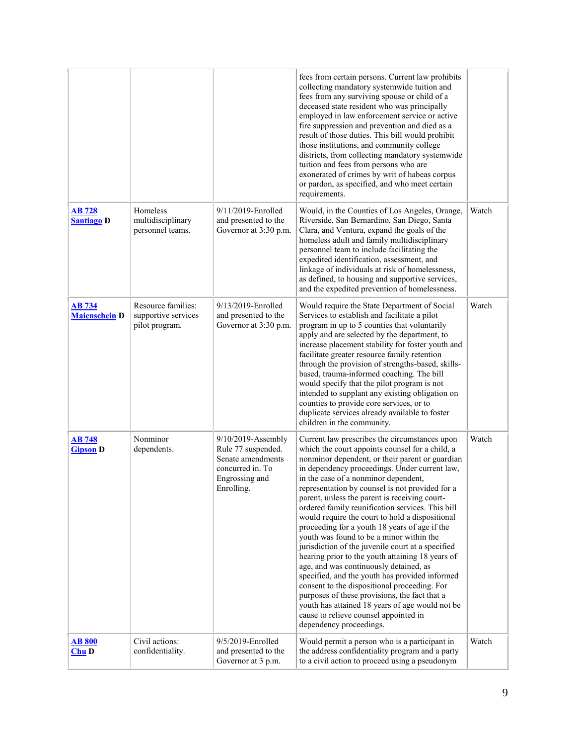| | | | | |
|---|---|---|---|---|
| | | | fees from certain persons. Current law prohibits collecting mandatory systemwide tuition and fees from any surviving spouse or child of a deceased state resident who was principally employed in law enforcement service or active fire suppression and prevention and died as a result of those duties. This bill would prohibit those institutions, and community college districts, from collecting mandatory systemwide tuition and fees from persons who are exonerated of crimes by writ of habeas corpus or pardon, as specified, and who meet certain requirements. | |
| **AB 728** **Santiago D** | Homeless multidisciplinary personnel teams. | 9/11/2019-Enrolled and presented to the Governor at 3:30 p.m. | Would, in the Counties of Los Angeles, Orange, Riverside, San Bernardino, San Diego, Santa Clara, and Ventura, expand the goals of the homeless adult and family multidisciplinary personnel team to include facilitating the expedited identification, assessment, and linkage of individuals at risk of homelessness, as defined, to housing and supportive services, and the expedited prevention of homelessness. | Watch |
| **AB 734** **Maienschein D** | Resource families: supportive services pilot program. | 9/13/2019-Enrolled and presented to the Governor at 3:30 p.m. | Would require the State Department of Social Services to establish and facilitate a pilot program in up to 5 counties that voluntarily apply and are selected by the department, to increase placement stability for foster youth and facilitate greater resource family retention through the provision of strengths-based, skills-based, trauma-informed coaching. The bill would specify that the pilot program is not intended to supplant any existing obligation on counties to provide core services, or to duplicate services already available to foster children in the community. | Watch |
| **AB 748** **Gipson D** | Nonminor dependents. | 9/10/2019-Assembly Rule 77 suspended. Senate amendments concurred in. To Engrossing and Enrolling. | Current law prescribes the circumstances upon which the court appoints counsel for a child, a nonminor dependent, or their parent or guardian in dependency proceedings. Under current law, in the case of a nonminor dependent, representation by counsel is not provided for a parent, unless the parent is receiving court-ordered family reunification services. This bill would require the court to hold a dispositional proceeding for a youth 18 years of age if the youth was found to be a minor within the jurisdiction of the juvenile court at a specified hearing prior to the youth attaining 18 years of age, and was continuously detained, as specified, and the youth has provided informed consent to the dispositional proceeding. For purposes of these provisions, the fact that a youth has attained 18 years of age would not be cause to relieve counsel appointed in dependency proceedings. | Watch |
| **AB 800** **Chu D** | Civil actions: confidentiality. | 9/5/2019-Enrolled and presented to the Governor at 3 p.m. | Would permit a person who is a participant in the address confidentiality program and a party to a civil action to proceed using a pseudonym | Watch |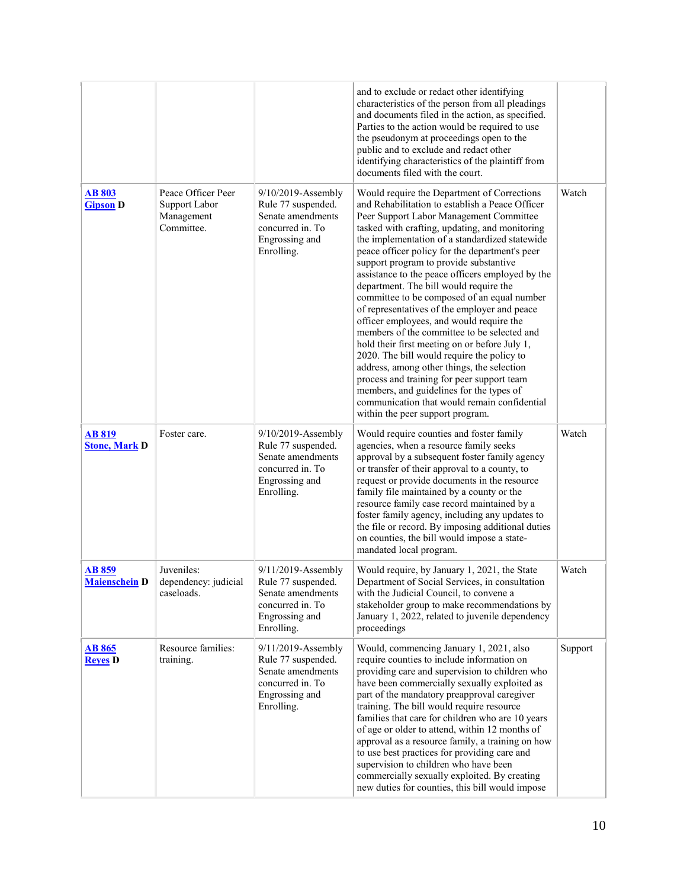| | | | | |
|---|---|---|---|---|
| | | | and to exclude or redact other identifying characteristics of the person from all pleadings and documents filed in the action, as specified. Parties to the action would be required to use the pseudonym at proceedings open to the public and to exclude and redact other identifying characteristics of the plaintiff from documents filed with the court. | |
| **AB 803** **Gipson D** | Peace Officer Peer Support Labor Management Committee. | 9/10/2019-Assembly Rule 77 suspended. Senate amendments concurred in. To Engrossing and Enrolling. | Would require the Department of Corrections and Rehabilitation to establish a Peace Officer Peer Support Labor Management Committee tasked with crafting, updating, and monitoring the implementation of a standardized statewide peace officer policy for the department's peer support program to provide substantive assistance to the peace officers employed by the department. The bill would require the committee to be composed of an equal number of representatives of the employer and peace officer employees, and would require the members of the committee to be selected and hold their first meeting on or before July 1, 2020. The bill would require the policy to address, among other things, the selection process and training for peer support team members, and guidelines for the types of communication that would remain confidential within the peer support program. | Watch |
| **AB 819** **Stone, Mark D** | Foster care. | 9/10/2019-Assembly Rule 77 suspended. Senate amendments concurred in. To Engrossing and Enrolling. | Would require counties and foster family agencies, when a resource family seeks approval by a subsequent foster family agency or transfer of their approval to a county, to request or provide documents in the resource family file maintained by a county or the resource family case record maintained by a foster family agency, including any updates to the file or record. By imposing additional duties on counties, the bill would impose a state-mandated local program. | Watch |
| **AB 859** **Maienschein D** | Juveniles: dependency: judicial caseloads. | 9/11/2019-Assembly Rule 77 suspended. Senate amendments concurred in. To Engrossing and Enrolling. | Would require, by January 1, 2021, the State Department of Social Services, in consultation with the Judicial Council, to convene a stakeholder group to make recommendations by January 1, 2022, related to juvenile dependency proceedings | Watch |
| **AB 865** **Reyes D** | Resource families: training. | 9/11/2019-Assembly Rule 77 suspended. Senate amendments concurred in. To Engrossing and Enrolling. | Would, commencing January 1, 2021, also require counties to include information on providing care and supervision to children who have been commercially sexually exploited as part of the mandatory preapproval caregiver training. The bill would require resource families that care for children who are 10 years of age or older to attend, within 12 months of approval as a resource family, a training on how to use best practices for providing care and supervision to children who have been commercially sexually exploited. By creating new duties for counties, this bill would impose | Support |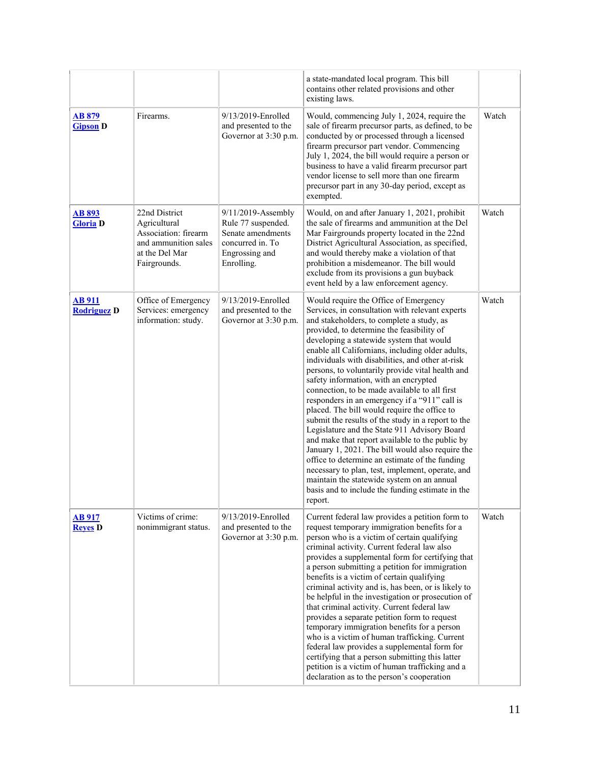| | | | | |
|---|---|---|---|---|
| | | | a state-mandated local program. This bill contains other related provisions and other existing laws. | |
| **AB 879** **Gipson D** | Firearms. | 9/13/2019-Enrolled and presented to the Governor at 3:30 p.m. | Would, commencing July 1, 2024, require the sale of firearm precursor parts, as defined, to be conducted by or processed through a licensed firearm precursor part vendor. Commencing July 1, 2024, the bill would require a person or business to have a valid firearm precursor part vendor license to sell more than one firearm precursor part in any 30-day period, except as exempted. | Watch |
| **AB 893** **Gloria D** | 22nd District Agricultural Association: firearm and ammunition sales at the Del Mar Fairgrounds. | 9/11/2019-Assembly Rule 77 suspended. Senate amendments concurred in. To Engrossing and Enrolling. | Would, on and after January 1, 2021, prohibit the sale of firearms and ammunition at the Del Mar Fairgrounds property located in the 22nd District Agricultural Association, as specified, and would thereby make a violation of that prohibition a misdemeanor. The bill would exclude from its provisions a gun buyback event held by a law enforcement agency. | Watch |
| **AB 911** **Rodriguez D** | Office of Emergency Services: emergency information: study. | 9/13/2019-Enrolled and presented to the Governor at 3:30 p.m. | Would require the Office of Emergency Services, in consultation with relevant experts and stakeholders, to complete a study, as provided, to determine the feasibility of developing a statewide system that would enable all Californians, including older adults, individuals with disabilities, and other at-risk persons, to voluntarily provide vital health and safety information, with an encrypted connection, to be made available to all first responders in an emergency if a "911" call is placed. The bill would require the office to submit the results of the study in a report to the Legislature and the State 911 Advisory Board and make that report available to the public by January 1, 2021. The bill would also require the office to determine an estimate of the funding necessary to plan, test, implement, operate, and maintain the statewide system on an annual basis and to include the funding estimate in the report. | Watch |
| **AB 917** **Reyes D** | Victims of crime: nonimmigrant status. | 9/13/2019-Enrolled and presented to the Governor at 3:30 p.m. | Current federal law provides a petition form to request temporary immigration benefits for a person who is a victim of certain qualifying criminal activity. Current federal law also provides a supplemental form for certifying that a person submitting a petition for immigration benefits is a victim of certain qualifying criminal activity and is, has been, or is likely to be helpful in the investigation or prosecution of that criminal activity. Current federal law provides a separate petition form to request temporary immigration benefits for a person who is a victim of human trafficking. Current federal law provides a supplemental form for certifying that a person submitting this latter petition is a victim of human trafficking and a declaration as to the person's cooperation | Watch |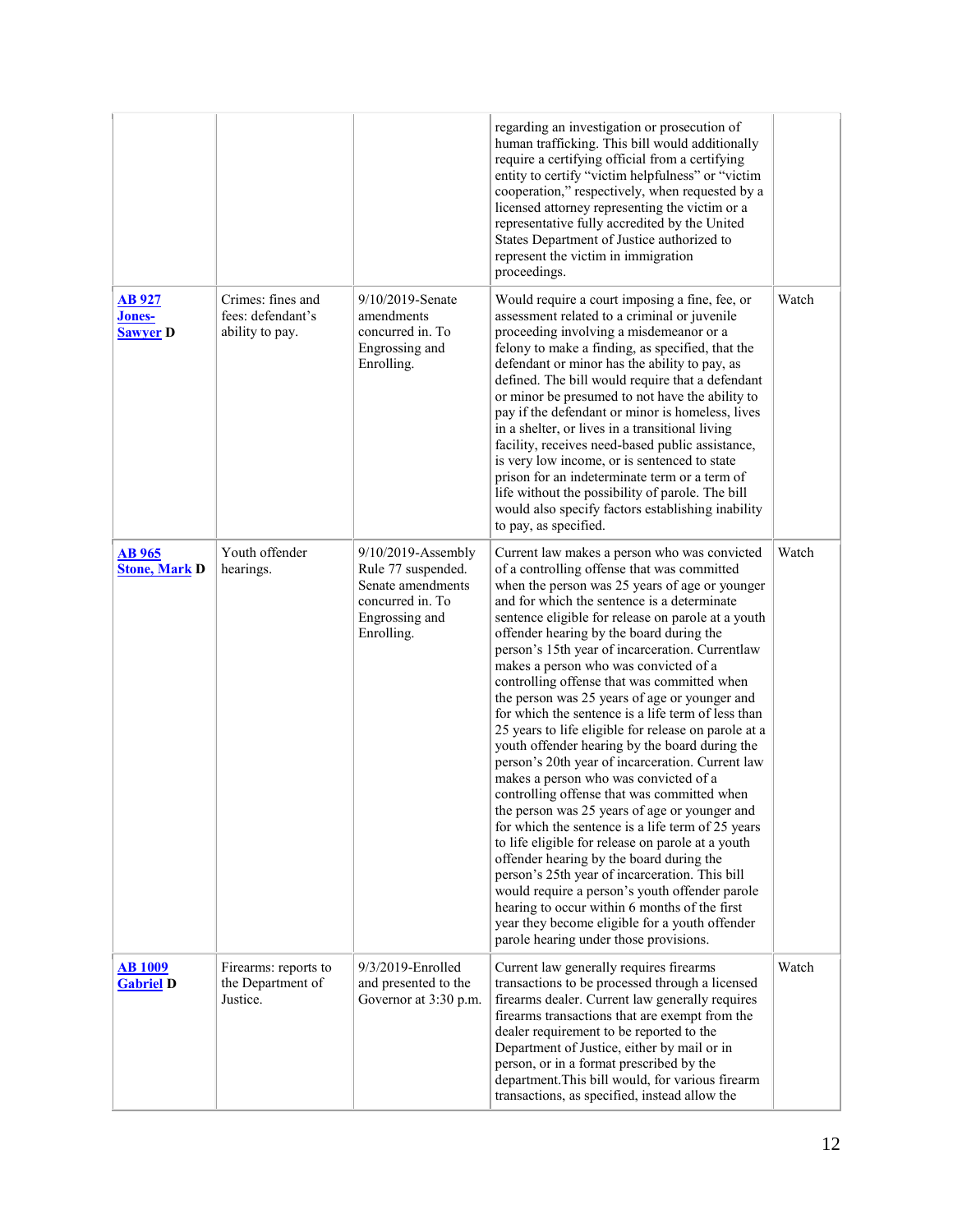| | | | | |
|---|---|---|---|---|
| | | | regarding an investigation or prosecution of human trafficking. This bill would additionally require a certifying official from a certifying entity to certify "victim helpfulness" or "victim cooperation," respectively, when requested by a licensed attorney representing the victim or a representative fully accredited by the United States Department of Justice authorized to represent the victim in immigration proceedings. | |
| **AB 927** **Jones-Sawyer D** | Crimes: fines and fees: defendant's ability to pay. | 9/10/2019-Senate amendments concurred in. To Engrossing and Enrolling. | Would require a court imposing a fine, fee, or assessment related to a criminal or juvenile proceeding involving a misdemeanor or a felony to make a finding, as specified, that the defendant or minor has the ability to pay, as defined. The bill would require that a defendant or minor be presumed to not have the ability to pay if the defendant or minor is homeless, lives in a shelter, or lives in a transitional living facility, receives need-based public assistance, is very low income, or is sentenced to state prison for an indeterminate term or a term of life without the possibility of parole. The bill would also specify factors establishing inability to pay, as specified. | Watch |
| **AB 965** **Stone, Mark D** | Youth offender hearings. | 9/10/2019-Assembly Rule 77 suspended. Senate amendments concurred in. To Engrossing and Enrolling. | Current law makes a person who was convicted of a controlling offense that was committed when the person was 25 years of age or younger and for which the sentence is a determinate sentence eligible for release on parole at a youth offender hearing by the board during the person's 15th year of incarceration. Currentlaw makes a person who was convicted of a controlling offense that was committed when the person was 25 years of age or younger and for which the sentence is a life term of less than 25 years to life eligible for release on parole at a youth offender hearing by the board during the person's 20th year of incarceration. Current law makes a person who was convicted of a controlling offense that was committed when the person was 25 years of age or younger and for which the sentence is a life term of 25 years to life eligible for release on parole at a youth offender hearing by the board during the person's 25th year of incarceration. This bill would require a person's youth offender parole hearing to occur within 6 months of the first year they become eligible for a youth offender parole hearing under those provisions. | Watch |
| **AB 1009** **Gabriel D** | Firearms: reports to the Department of Justice. | 9/3/2019-Enrolled and presented to the Governor at 3:30 p.m. | Current law generally requires firearms transactions to be processed through a licensed firearms dealer. Current law generally requires firearms transactions that are exempt from the dealer requirement to be reported to the Department of Justice, either by mail or in person, or in a format prescribed by the department.This bill would, for various firearm transactions, as specified, instead allow the | Watch |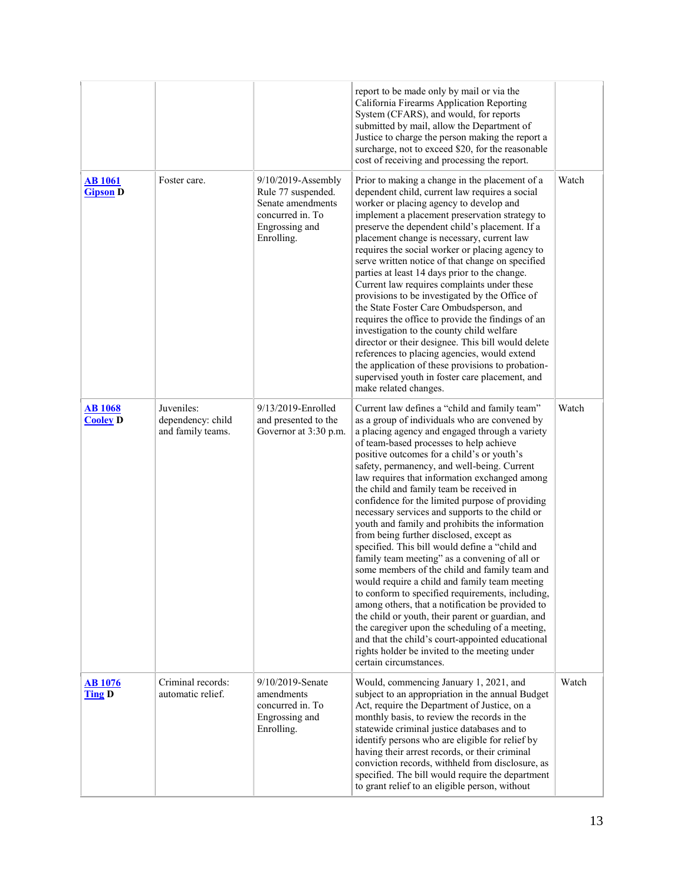| | | | | |
|---|---|---|---|---|
| | | | report to be made only by mail or via the California Firearms Application Reporting System (CFARS), and would, for reports submitted by mail, allow the Department of Justice to charge the person making the report a surcharge, not to exceed $20, for the reasonable cost of receiving and processing the report. | |
| **AB 1061** **Gipson D** | Foster care. | 9/10/2019-Assembly Rule 77 suspended. Senate amendments concurred in. To Engrossing and Enrolling. | Prior to making a change in the placement of a dependent child, current law requires a social worker or placing agency to develop and implement a placement preservation strategy to preserve the dependent child's placement. If a placement change is necessary, current law requires the social worker or placing agency to serve written notice of that change on specified parties at least 14 days prior to the change. Current law requires complaints under these provisions to be investigated by the Office of the State Foster Care Ombudsperson, and requires the office to provide the findings of an investigation to the county child welfare director or their designee. This bill would delete references to placing agencies, would extend the application of these provisions to probation-supervised youth in foster care placement, and make related changes. | Watch |
| **AB 1068** **Cooley D** | Juveniles: dependency: child and family teams. | 9/13/2019-Enrolled and presented to the Governor at 3:30 p.m. | Current law defines a "child and family team" as a group of individuals who are convened by a placing agency and engaged through a variety of team-based processes to help achieve positive outcomes for a child's or youth's safety, permanency, and well-being. Current law requires that information exchanged among the child and family team be received in confidence for the limited purpose of providing necessary services and supports to the child or youth and family and prohibits the information from being further disclosed, except as specified. This bill would define a "child and family team meeting" as a convening of all or some members of the child and family team and would require a child and family team meeting to conform to specified requirements, including, among others, that a notification be provided to the child or youth, their parent or guardian, and the caregiver upon the scheduling of a meeting, and that the child's court-appointed educational rights holder be invited to the meeting under certain circumstances. | Watch |
| **AB 1076** **Ting D** | Criminal records: automatic relief. | 9/10/2019-Senate amendments concurred in. To Engrossing and Enrolling. | Would, commencing January 1, 2021, and subject to an appropriation in the annual Budget Act, require the Department of Justice, on a monthly basis, to review the records in the statewide criminal justice databases and to identify persons who are eligible for relief by having their arrest records, or their criminal conviction records, withheld from disclosure, as specified. The bill would require the department to grant relief to an eligible person, without | Watch |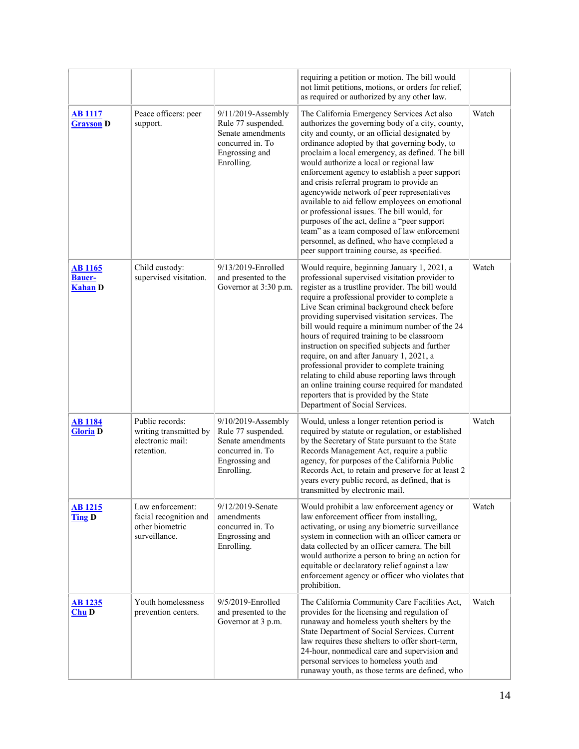| | | | requiring a petition or motion. The bill would not limit petitions, motions, or orders for relief, as required or authorized by any other law. | |
|---|---|---|---|---|
| **AB 1117** **Grayson D** | Peace officers: peer support. | 9/11/2019-Assembly Rule 77 suspended. Senate amendments concurred in. To Engrossing and Enrolling. | The California Emergency Services Act also authorizes the governing body of a city, county, city and county, or an official designated by ordinance adopted by that governing body, to proclaim a local emergency, as defined. The bill would authorize a local or regional law enforcement agency to establish a peer support and crisis referral program to provide an agencywide network of peer representatives available to aid fellow employees on emotional or professional issues. The bill would, for purposes of the act, define a "peer support team" as a team composed of law enforcement personnel, as defined, who have completed a peer support training course, as specified. | Watch |
| **AB 1165** **Bauer-Kahan D** | Child custody: supervised visitation. | 9/13/2019-Enrolled and presented to the Governor at 3:30 p.m. | Would require, beginning January 1, 2021, a professional supervised visitation provider to register as a trustline provider. The bill would require a professional provider to complete a Live Scan criminal background check before providing supervised visitation services. The bill would require a minimum number of the 24 hours of required training to be classroom instruction on specified subjects and further require, on and after January 1, 2021, a professional provider to complete training relating to child abuse reporting laws through an online training course required for mandated reporters that is provided by the State Department of Social Services. | Watch |
| **AB 1184** **Gloria D** | Public records: writing transmitted by electronic mail: retention. | 9/10/2019-Assembly Rule 77 suspended. Senate amendments concurred in. To Engrossing and Enrolling. | Would, unless a longer retention period is required by statute or regulation, or established by the Secretary of State pursuant to the State Records Management Act, require a public agency, for purposes of the California Public Records Act, to retain and preserve for at least 2 years every public record, as defined, that is transmitted by electronic mail. | Watch |
| **AB 1215** **Ting D** | Law enforcement: facial recognition and other biometric surveillance. | 9/12/2019-Senate amendments concurred in. To Engrossing and Enrolling. | Would prohibit a law enforcement agency or law enforcement officer from installing, activating, or using any biometric surveillance system in connection with an officer camera or data collected by an officer camera. The bill would authorize a person to bring an action for equitable or declaratory relief against a law enforcement agency or officer who violates that prohibition. | Watch |
| **AB 1235** **Chu D** | Youth homelessness prevention centers. | 9/5/2019-Enrolled and presented to the Governor at 3 p.m. | The California Community Care Facilities Act, provides for the licensing and regulation of runaway and homeless youth shelters by the State Department of Social Services. Current law requires these shelters to offer short-term, 24-hour, nonmedical care and supervision and personal services to homeless youth and runaway youth, as those terms are defined, who | Watch |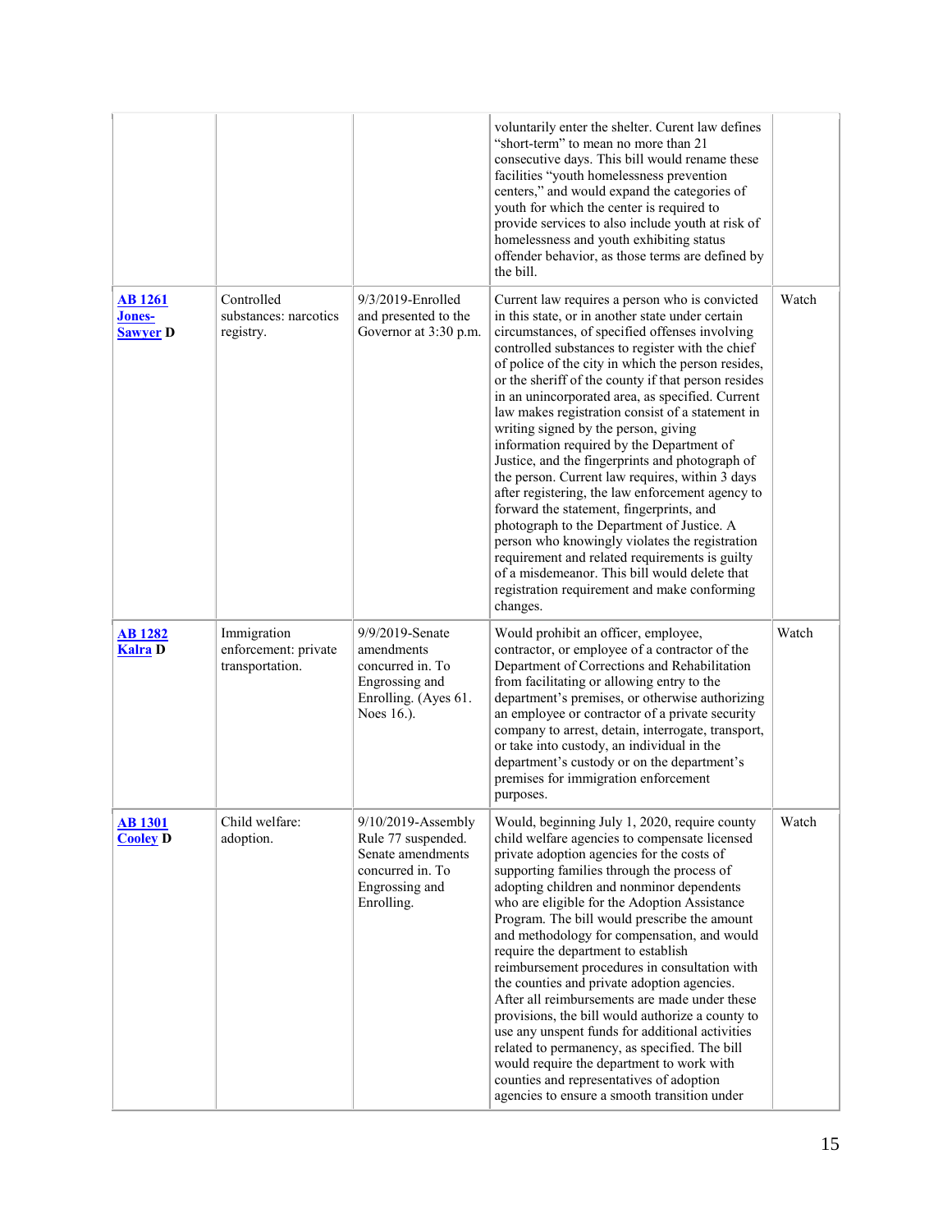| | | | | |
|---|---|---|---|---|
| | | | voluntarily enter the shelter. Curent law defines "short-term" to mean no more than 21 consecutive days. This bill would rename these facilities "youth homelessness prevention centers," and would expand the categories of youth for which the center is required to provide services to also include youth at risk of homelessness and youth exhibiting status offender behavior, as those terms are defined by the bill. | |
| **AB 1261 Jones-Sawyer D** | Controlled substances: narcotics registry. | 9/3/2019-Enrolled and presented to the Governor at 3:30 p.m. | Current law requires a person who is convicted in this state, or in another state under certain circumstances, of specified offenses involving controlled substances to register with the chief of police of the city in which the person resides, or the sheriff of the county if that person resides in an unincorporated area, as specified. Current law makes registration consist of a statement in writing signed by the person, giving information required by the Department of Justice, and the fingerprints and photograph of the person. Current law requires, within 3 days after registering, the law enforcement agency to forward the statement, fingerprints, and photograph to the Department of Justice. A person who knowingly violates the registration requirement and related requirements is guilty of a misdemeanor. This bill would delete that registration requirement and make conforming changes. | Watch |
| **AB 1282 Kalra D** | Immigration enforcement: private transportation. | 9/9/2019-Senate amendments concurred in. To Engrossing and Enrolling. (Ayes 61. Noes 16.). | Would prohibit an officer, employee, contractor, or employee of a contractor of the Department of Corrections and Rehabilitation from facilitating or allowing entry to the department's premises, or otherwise authorizing an employee or contractor of a private security company to arrest, detain, interrogate, transport, or take into custody, an individual in the department's custody or on the department's premises for immigration enforcement purposes. | Watch |
| **AB 1301 Cooley D** | Child welfare: adoption. | 9/10/2019-Assembly Rule 77 suspended. Senate amendments concurred in. To Engrossing and Enrolling. | Would, beginning July 1, 2020, require county child welfare agencies to compensate licensed private adoption agencies for the costs of supporting families through the process of adopting children and nonminor dependents who are eligible for the Adoption Assistance Program. The bill would prescribe the amount and methodology for compensation, and would require the department to establish reimbursement procedures in consultation with the counties and private adoption agencies. After all reimbursements are made under these provisions, the bill would authorize a county to use any unspent funds for additional activities related to permanency, as specified. The bill would require the department to work with counties and representatives of adoption agencies to ensure a smooth transition under | Watch |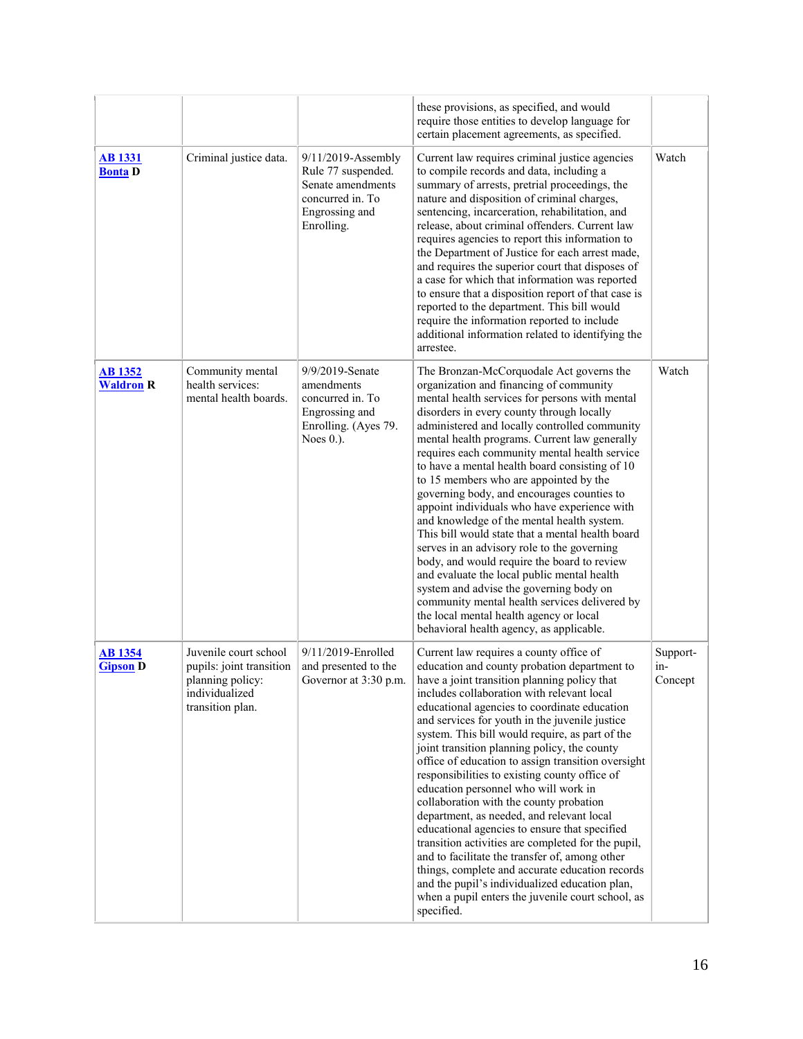| | | | these provisions, as specified, and would require those entities to develop language for certain placement agreements, as specified. | |
|---|---|---|---|---|
| **AB 1331** **Bonta D** | Criminal justice data. | 9/11/2019-Assembly Rule 77 suspended. Senate amendments concurred in. To Engrossing and Enrolling. | Current law requires criminal justice agencies to compile records and data, including a summary of arrests, pretrial proceedings, the nature and disposition of criminal charges, sentencing, incarceration, rehabilitation, and release, about criminal offenders. Current law requires agencies to report this information to the Department of Justice for each arrest made, and requires the superior court that disposes of a case for which that information was reported to ensure that a disposition report of that case is reported to the department. This bill would require the information reported to include additional information related to identifying the arrestee. | Watch |
| **AB 1352** **Waldron R** | Community mental health services: mental health boards. | 9/9/2019-Senate amendments concurred in. To Engrossing and Enrolling. (Ayes 79. Noes 0.). | The Bronzan-McCorquodale Act governs the organization and financing of community mental health services for persons with mental disorders in every county through locally administered and locally controlled community mental health programs. Current law generally requires each community mental health service to have a mental health board consisting of 10 to 15 members who are appointed by the governing body, and encourages counties to appoint individuals who have experience with and knowledge of the mental health system. This bill would state that a mental health board serves in an advisory role to the governing body, and would require the board to review and evaluate the local public mental health system and advise the governing body on community mental health services delivered by the local mental health agency or local behavioral health agency, as applicable. | Watch |
| **AB 1354** **Gipson D** | Juvenile court school pupils: joint transition planning policy: individualized transition plan. | 9/11/2019-Enrolled and presented to the Governor at 3:30 p.m. | Current law requires a county office of education and county probation department to have a joint transition planning policy that includes collaboration with relevant local educational agencies to coordinate education and services for youth in the juvenile justice system. This bill would require, as part of the joint transition planning policy, the county office of education to assign transition oversight responsibilities to existing county office of education personnel who will work in collaboration with the county probation department, as needed, and relevant local educational agencies to ensure that specified transition activities are completed for the pupil, and to facilitate the transfer of, among other things, complete and accurate education records and the pupil's individualized education plan, when a pupil enters the juvenile court school, as specified. | Support-in-Concept |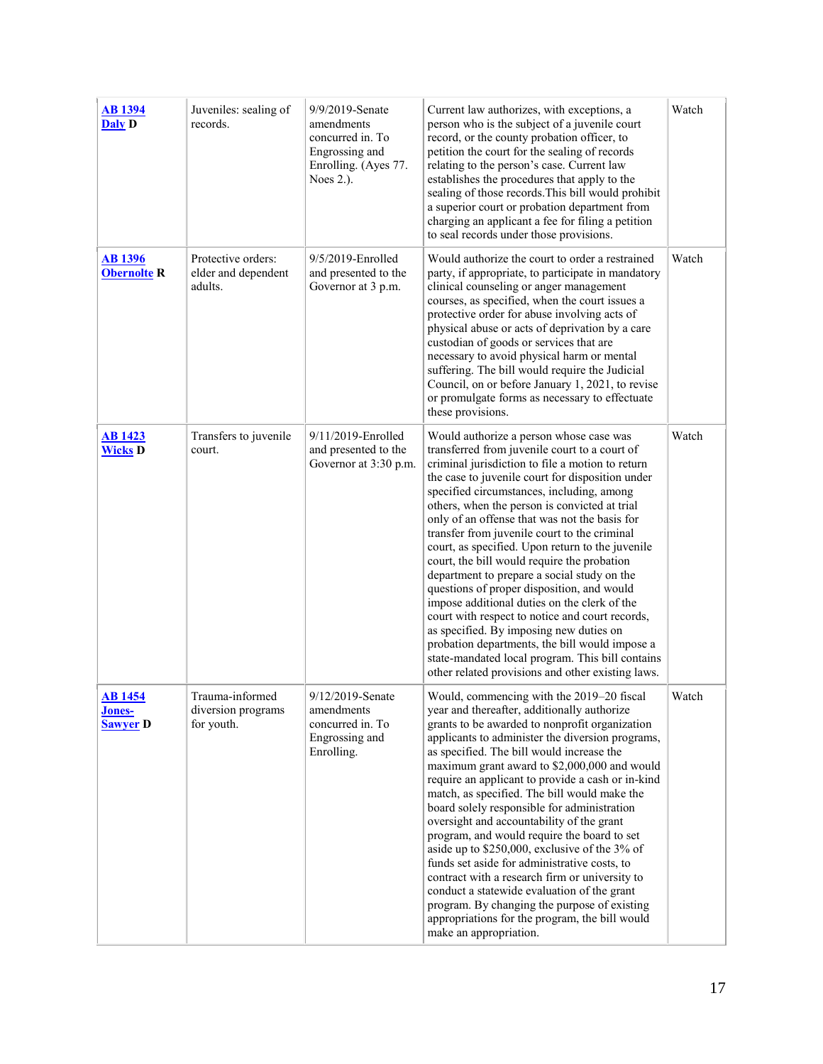| | | | | |
|---|---|---|---|---|
| **AB 1394** **Daly D** | Juveniles: sealing of records. | 9/9/2019-Senate amendments concurred in. To Engrossing and Enrolling. (Ayes 77. Noes 2.). | Current law authorizes, with exceptions, a person who is the subject of a juvenile court record, or the county probation officer, to petition the court for the sealing of records relating to the person's case. Current law establishes the procedures that apply to the sealing of those records.This bill would prohibit a superior court or probation department from charging an applicant a fee for filing a petition to seal records under those provisions. | Watch |
| **AB 1396** **Obernolte R** | Protective orders: elder and dependent adults. | 9/5/2019-Enrolled and presented to the Governor at 3 p.m. | Would authorize the court to order a restrained party, if appropriate, to participate in mandatory clinical counseling or anger management courses, as specified, when the court issues a protective order for abuse involving acts of physical abuse or acts of deprivation by a care custodian of goods or services that are necessary to avoid physical harm or mental suffering. The bill would require the Judicial Council, on or before January 1, 2021, to revise or promulgate forms as necessary to effectuate these provisions. | Watch |
| **AB 1423** **Wicks D** | Transfers to juvenile court. | 9/11/2019-Enrolled and presented to the Governor at 3:30 p.m. | Would authorize a person whose case was transferred from juvenile court to a court of criminal jurisdiction to file a motion to return the case to juvenile court for disposition under specified circumstances, including, among others, when the person is convicted at trial only of an offense that was not the basis for transfer from juvenile court to the criminal court, as specified. Upon return to the juvenile court, the bill would require the probation department to prepare a social study on the questions of proper disposition, and would impose additional duties on the clerk of the court with respect to notice and court records, as specified. By imposing new duties on probation departments, the bill would impose a state-mandated local program. This bill contains other related provisions and other existing laws. | Watch |
| **AB 1454** **Jones-Sawyer D** | Trauma-informed diversion programs for youth. | 9/12/2019-Senate amendments concurred in. To Engrossing and Enrolling. | Would, commencing with the 2019–20 fiscal year and thereafter, additionally authorize grants to be awarded to nonprofit organization applicants to administer the diversion programs, as specified. The bill would increase the maximum grant award to $2,000,000 and would require an applicant to provide a cash or in-kind match, as specified. The bill would make the board solely responsible for administration oversight and accountability of the grant program, and would require the board to set aside up to $250,000, exclusive of the 3% of funds set aside for administrative costs, to contract with a research firm or university to conduct a statewide evaluation of the grant program. By changing the purpose of existing appropriations for the program, the bill would make an appropriation. | Watch |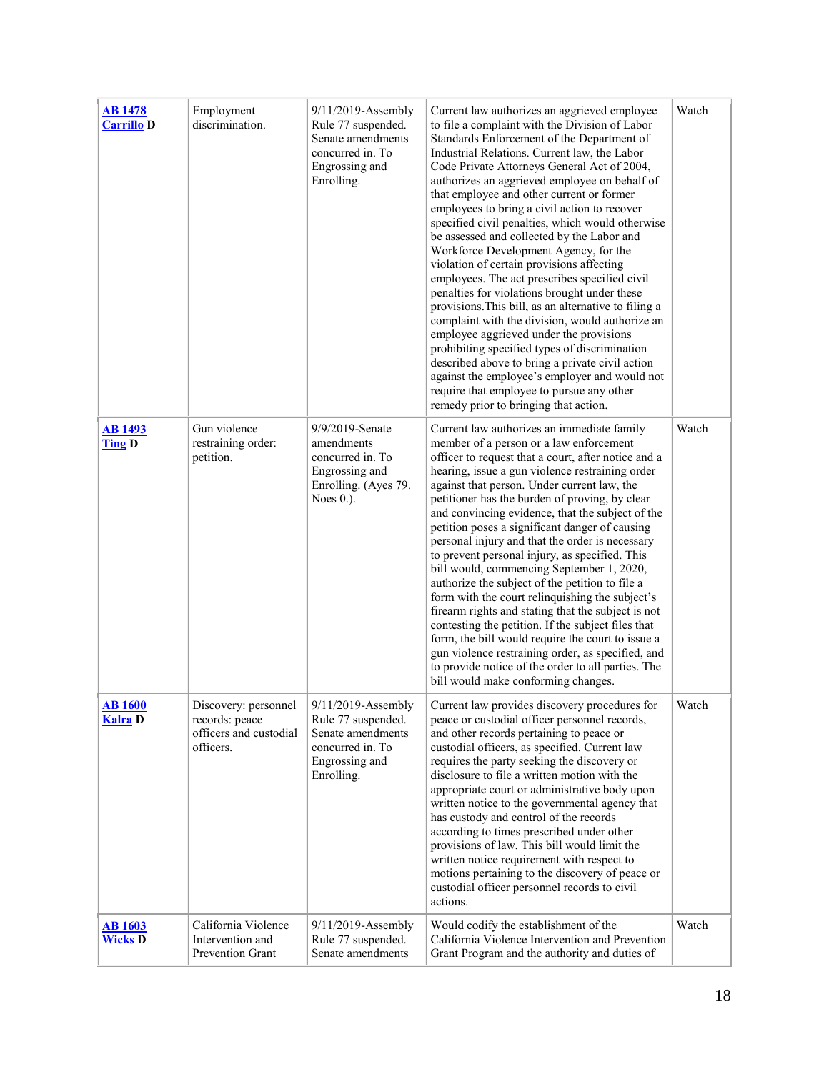| | | | | |
|---|---|---|---|---|
| **AB 1478 Carrillo D** | Employment discrimination. | 9/11/2019-Assembly Rule 77 suspended. Senate amendments concurred in. To Engrossing and Enrolling. | Current law authorizes an aggrieved employee to file a complaint with the Division of Labor Standards Enforcement of the Department of Industrial Relations. Current law, the Labor Code Private Attorneys General Act of 2004, authorizes an aggrieved employee on behalf of that employee and other current or former employees to bring a civil action to recover specified civil penalties, which would otherwise be assessed and collected by the Labor and Workforce Development Agency, for the violation of certain provisions affecting employees. The act prescribes specified civil penalties for violations brought under these provisions.This bill, as an alternative to filing a complaint with the division, would authorize an employee aggrieved under the provisions prohibiting specified types of discrimination described above to bring a private civil action against the employee's employer and would not require that employee to pursue any other remedy prior to bringing that action. | Watch |
| **AB 1493 Ting D** | Gun violence restraining order: petition. | 9/9/2019-Senate amendments concurred in. To Engrossing and Enrolling. (Ayes 79. Noes 0.). | Current law authorizes an immediate family member of a person or a law enforcement officer to request that a court, after notice and a hearing, issue a gun violence restraining order against that person. Under current law, the petitioner has the burden of proving, by clear and convincing evidence, that the subject of the petition poses a significant danger of causing personal injury and that the order is necessary to prevent personal injury, as specified. This bill would, commencing September 1, 2020, authorize the subject of the petition to file a form with the court relinquishing the subject's firearm rights and stating that the subject is not contesting the petition. If the subject files that form, the bill would require the court to issue a gun violence restraining order, as specified, and to provide notice of the order to all parties. The bill would make conforming changes. | Watch |
| **AB 1600 Kalra D** | Discovery: personnel records: peace officers and custodial officers. | 9/11/2019-Assembly Rule 77 suspended. Senate amendments concurred in. To Engrossing and Enrolling. | Current law provides discovery procedures for peace or custodial officer personnel records, and other records pertaining to peace or custodial officers, as specified. Current law requires the party seeking the discovery or disclosure to file a written motion with the appropriate court or administrative body upon written notice to the governmental agency that has custody and control of the records according to times prescribed under other provisions of law. This bill would limit the written notice requirement with respect to motions pertaining to the discovery of peace or custodial officer personnel records to civil actions. | Watch |
| **AB 1603 Wicks D** | California Violence Intervention and Prevention Grant | 9/11/2019-Assembly Rule 77 suspended. Senate amendments | Would codify the establishment of the California Violence Intervention and Prevention Grant Program and the authority and duties of | Watch |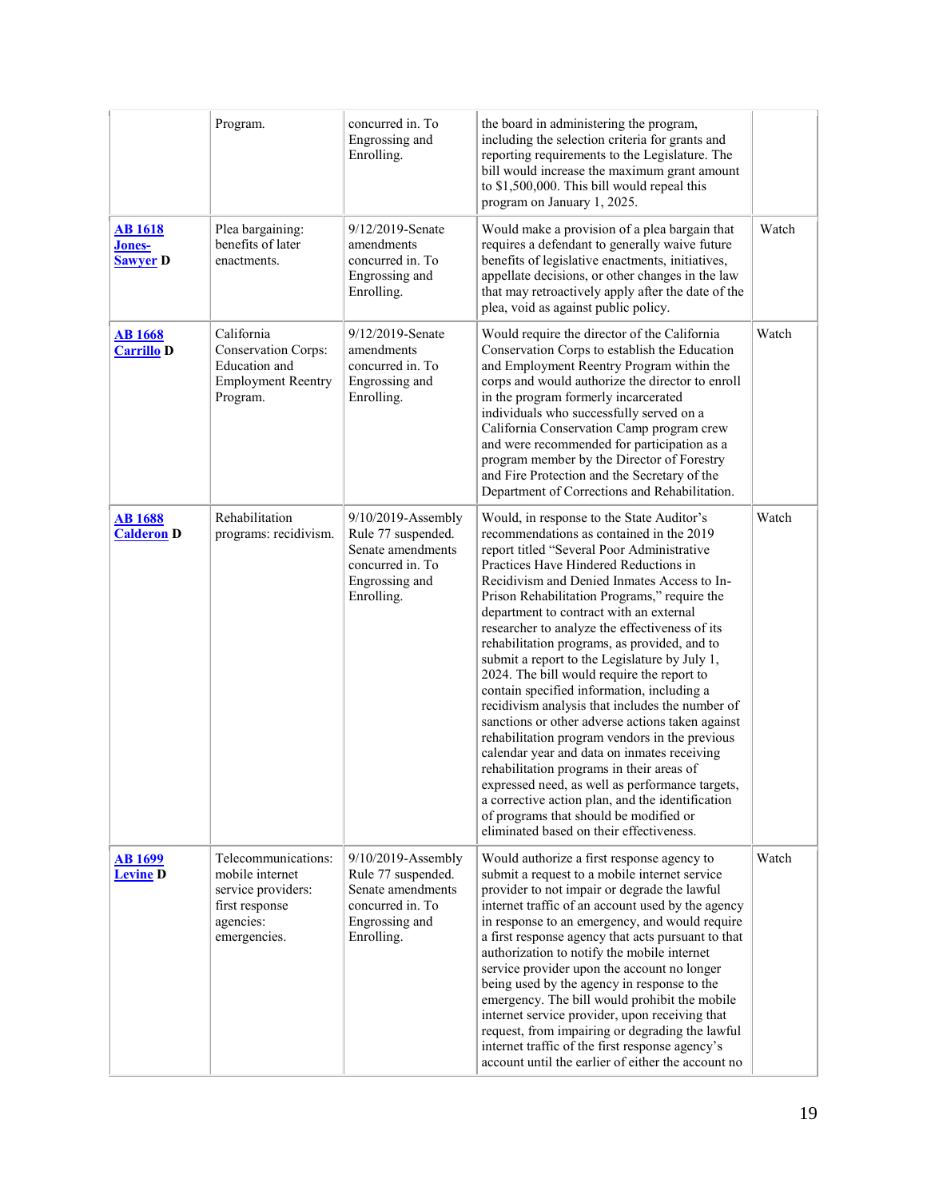| | | | | |
|---|---|---|---|---|
| | Program. | concurred in. To Engrossing and Enrolling. | the board in administering the program, including the selection criteria for grants and reporting requirements to the Legislature. The bill would increase the maximum grant amount to $1,500,000. This bill would repeal this program on January 1, 2025. | |
| **AB 1618 Jones-Sawyer D** | Plea bargaining: benefits of later enactments. | 9/12/2019-Senate amendments concurred in. To Engrossing and Enrolling. | Would make a provision of a plea bargain that requires a defendant to generally waive future benefits of legislative enactments, initiatives, appellate decisions, or other changes in the law that may retroactively apply after the date of the plea, void as against public policy. | Watch |
| **AB 1668 Carrillo D** | California Conservation Corps: Education and Employment Reentry Program. | 9/12/2019-Senate amendments concurred in. To Engrossing and Enrolling. | Would require the director of the California Conservation Corps to establish the Education and Employment Reentry Program within the corps and would authorize the director to enroll in the program formerly incarcerated individuals who successfully served on a California Conservation Camp program crew and were recommended for participation as a program member by the Director of Forestry and Fire Protection and the Secretary of the Department of Corrections and Rehabilitation. | Watch |
| **AB 1688 Calderon D** | Rehabilitation programs: recidivism. | 9/10/2019-Assembly Rule 77 suspended. Senate amendments concurred in. To Engrossing and Enrolling. | Would, in response to the State Auditor's recommendations as contained in the 2019 report titled "Several Poor Administrative Practices Have Hindered Reductions in Recidivism and Denied Inmates Access to In-Prison Rehabilitation Programs," require the department to contract with an external researcher to analyze the effectiveness of its rehabilitation programs, as provided, and to submit a report to the Legislature by July 1, 2024. The bill would require the report to contain specified information, including a recidivism analysis that includes the number of sanctions or other adverse actions taken against rehabilitation program vendors in the previous calendar year and data on inmates receiving rehabilitation programs in their areas of expressed need, as well as performance targets, a corrective action plan, and the identification of programs that should be modified or eliminated based on their effectiveness. | Watch |
| **AB 1699 Levine D** | Telecommunications: mobile internet service providers: first response agencies: emergencies. | 9/10/2019-Assembly Rule 77 suspended. Senate amendments concurred in. To Engrossing and Enrolling. | Would authorize a first response agency to submit a request to a mobile internet service provider to not impair or degrade the lawful internet traffic of an account used by the agency in response to an emergency, and would require a first response agency that acts pursuant to that authorization to notify the mobile internet service provider upon the account no longer being used by the agency in response to the emergency. The bill would prohibit the mobile internet service provider, upon receiving that request, from impairing or degrading the lawful internet traffic of the first response agency's account until the earlier of either the account no | Watch |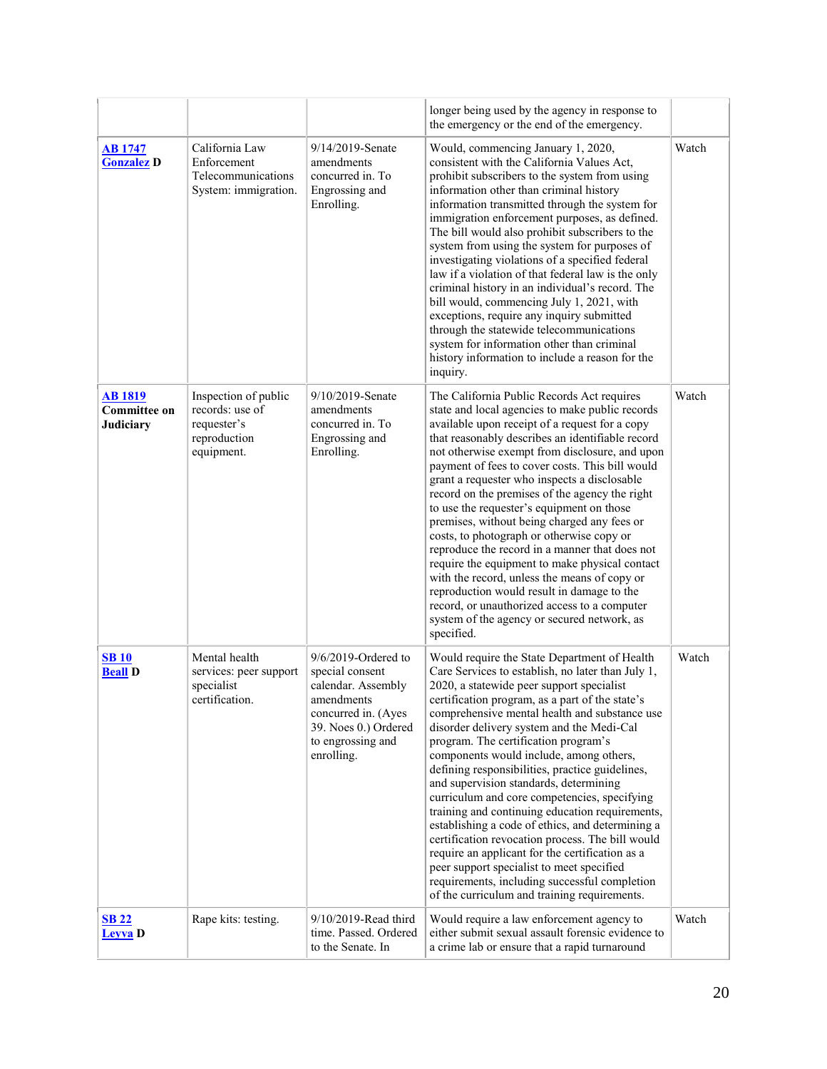| | | | longer being used by the agency in response to the emergency or the end of the emergency. | |
|---|---|---|---|---|
| **AB 1747 Gonzalez D** | California Law Enforcement Telecommunications System: immigration. | 9/14/2019-Senate amendments concurred in. To Engrossing and Enrolling. | Would, commencing January 1, 2020, consistent with the California Values Act, prohibit subscribers to the system from using information other than criminal history information transmitted through the system for immigration enforcement purposes, as defined. The bill would also prohibit subscribers to the system from using the system for purposes of investigating violations of a specified federal law if a violation of that federal law is the only criminal history in an individual's record. The bill would, commencing July 1, 2021, with exceptions, require any inquiry submitted through the statewide telecommunications system for information other than criminal history information to include a reason for the inquiry. | Watch |
| **AB 1819 Committee on Judiciary** | Inspection of public records: use of requester's reproduction equipment. | 9/10/2019-Senate amendments concurred in. To Engrossing and Enrolling. | The California Public Records Act requires state and local agencies to make public records available upon receipt of a request for a copy that reasonably describes an identifiable record not otherwise exempt from disclosure, and upon payment of fees to cover costs. This bill would grant a requester who inspects a disclosable record on the premises of the agency the right to use the requester's equipment on those premises, without being charged any fees or costs, to photograph or otherwise copy or reproduce the record in a manner that does not require the equipment to make physical contact with the record, unless the means of copy or reproduction would result in damage to the record, or unauthorized access to a computer system of the agency or secured network, as specified. | Watch |
| **SB 10 Beall D** | Mental health services: peer support specialist certification. | 9/6/2019-Ordered to special consent calendar. Assembly amendments concurred in. (Ayes 39. Noes 0.) Ordered to engrossing and enrolling. | Would require the State Department of Health Care Services to establish, no later than July 1, 2020, a statewide peer support specialist certification program, as a part of the state's comprehensive mental health and substance use disorder delivery system and the Medi-Cal program. The certification program's components would include, among others, defining responsibilities, practice guidelines, and supervision standards, determining curriculum and core competencies, specifying training and continuing education requirements, establishing a code of ethics, and determining a certification revocation process. The bill would require an applicant for the certification as a peer support specialist to meet specified requirements, including successful completion of the curriculum and training requirements. | Watch |
| **SB 22 Leyva D** | Rape kits: testing. | 9/10/2019-Read third time. Passed. Ordered to the Senate. In | Would require a law enforcement agency to either submit sexual assault forensic evidence to a crime lab or ensure that a rapid turnaround | Watch |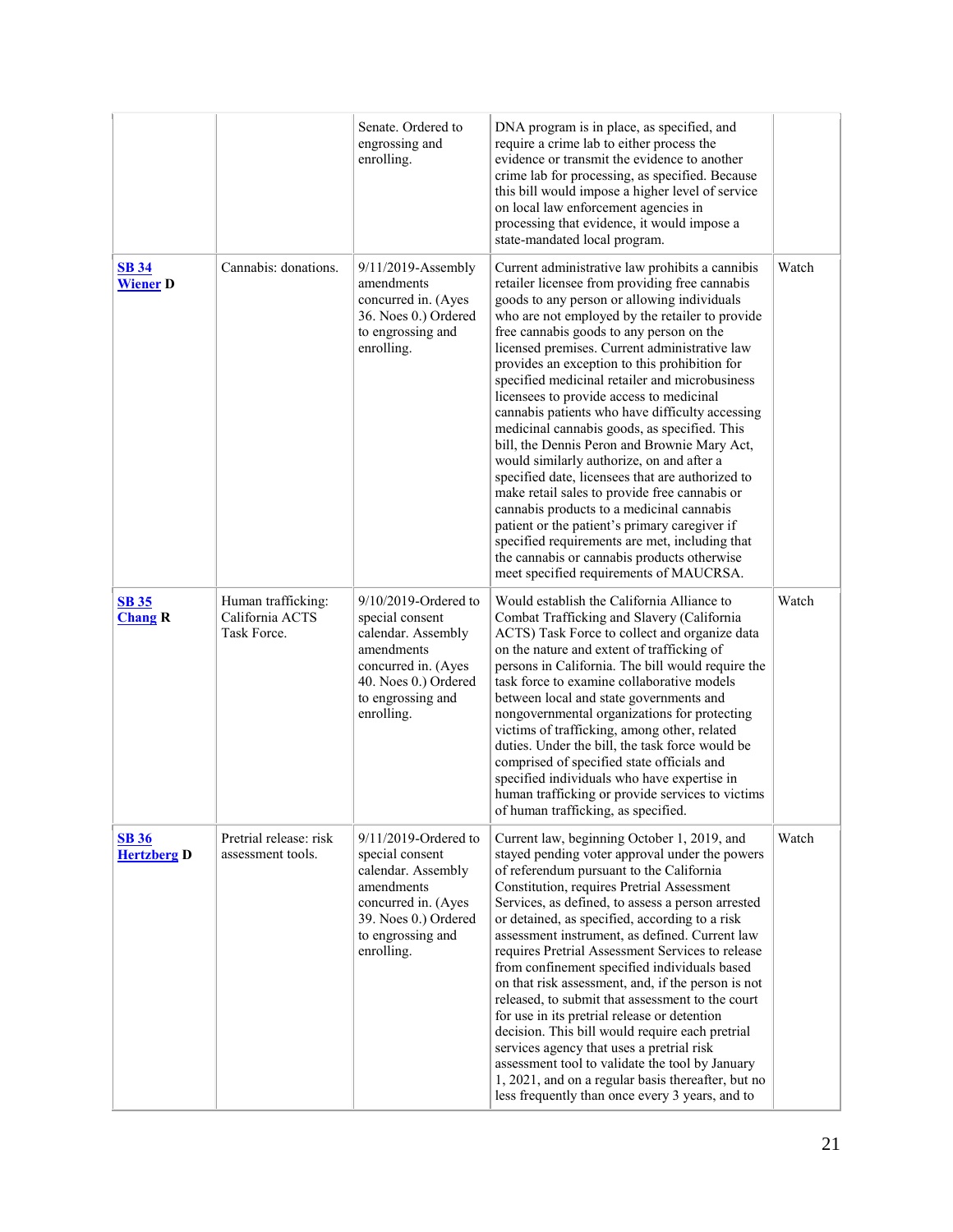| | | | | |
|---|---|---|---|---|
| | | Senate. Ordered to engrossing and enrolling. | DNA program is in place, as specified, and require a crime lab to either process the evidence or transmit the evidence to another crime lab for processing, as specified. Because this bill would impose a higher level of service on local law enforcement agencies in processing that evidence, it would impose a state-mandated local program. | |
| **SB 34** **Wiener D** | Cannabis: donations. | 9/11/2019-Assembly amendments concurred in. (Ayes 36. Noes 0.) Ordered to engrossing and enrolling. | Current administrative law prohibits a cannibis retailer licensee from providing free cannabis goods to any person or allowing individuals who are not employed by the retailer to provide free cannabis goods to any person on the licensed premises. Current administrative law provides an exception to this prohibition for specified medicinal retailer and microbusiness licensees to provide access to medicinal cannabis patients who have difficulty accessing medicinal cannabis goods, as specified. This bill, the Dennis Peron and Brownie Mary Act, would similarly authorize, on and after a specified date, licensees that are authorized to make retail sales to provide free cannabis or cannabis products to a medicinal cannabis patient or the patient's primary caregiver if specified requirements are met, including that the cannabis or cannabis products otherwise meet specified requirements of MAUCRSA. | Watch |
| **SB 35** **Chang R** | Human trafficking: California ACTS Task Force. | 9/10/2019-Ordered to special consent calendar. Assembly amendments concurred in. (Ayes 40. Noes 0.) Ordered to engrossing and enrolling. | Would establish the California Alliance to Combat Trafficking and Slavery (California ACTS) Task Force to collect and organize data on the nature and extent of trafficking of persons in California. The bill would require the task force to examine collaborative models between local and state governments and nongovernmental organizations for protecting victims of trafficking, among other, related duties. Under the bill, the task force would be comprised of specified state officials and specified individuals who have expertise in human trafficking or provide services to victims of human trafficking, as specified. | Watch |
| **SB 36** **Hertzberg D** | Pretrial release: risk assessment tools. | 9/11/2019-Ordered to special consent calendar. Assembly amendments concurred in. (Ayes 39. Noes 0.) Ordered to engrossing and enrolling. | Current law, beginning October 1, 2019, and stayed pending voter approval under the powers of referendum pursuant to the California Constitution, requires Pretrial Assessment Services, as defined, to assess a person arrested or detained, as specified, according to a risk assessment instrument, as defined. Current law requires Pretrial Assessment Services to release from confinement specified individuals based on that risk assessment, and, if the person is not released, to submit that assessment to the court for use in its pretrial release or detention decision. This bill would require each pretrial services agency that uses a pretrial risk assessment tool to validate the tool by January 1, 2021, and on a regular basis thereafter, but no less frequently than once every 3 years, and to | Watch |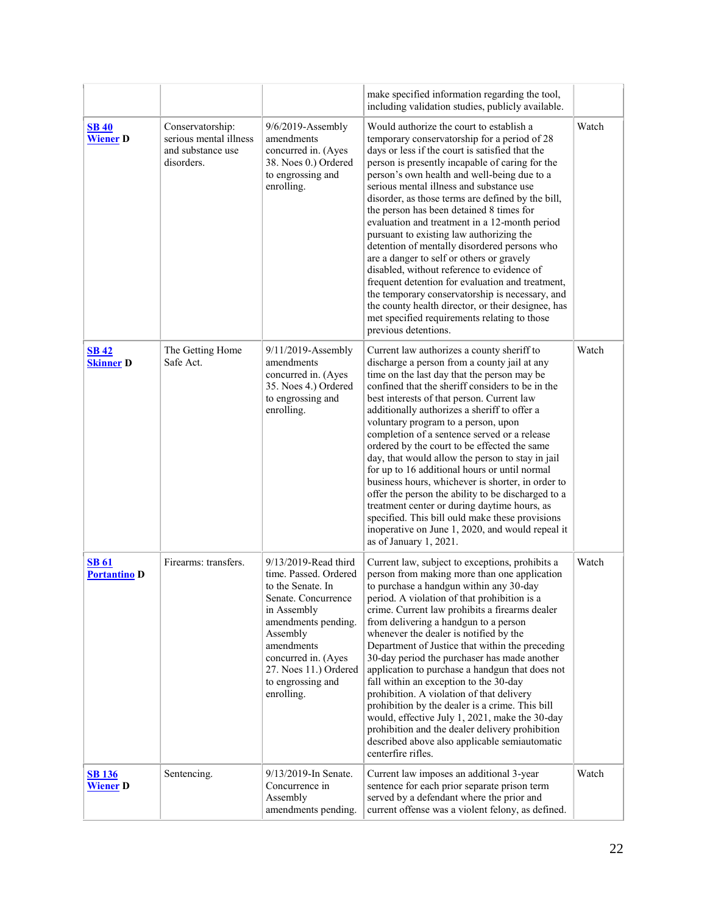| | | | make specified information regarding the tool, including validation studies, publicly available. | |
|---|---|---|---|---|
| **SB 40** **Wiener D** | Conservatorship: serious mental illness and substance use disorders. | 9/6/2019-Assembly amendments concurred in. (Ayes 38. Noes 0.) Ordered to engrossing and enrolling. | Would authorize the court to establish a temporary conservatorship for a period of 28 days or less if the court is satisfied that the person is presently incapable of caring for the person's own health and well-being due to a serious mental illness and substance use disorder, as those terms are defined by the bill, the person has been detained 8 times for evaluation and treatment in a 12-month period pursuant to existing law authorizing the detention of mentally disordered persons who are a danger to self or others or gravely disabled, without reference to evidence of frequent detention for evaluation and treatment, the temporary conservatorship is necessary, and the county health director, or their designee, has met specified requirements relating to those previous detentions. | Watch |
| **SB 42** **Skinner D** | The Getting Home Safe Act. | 9/11/2019-Assembly amendments concurred in. (Ayes 35. Noes 4.) Ordered to engrossing and enrolling. | Current law authorizes a county sheriff to discharge a person from a county jail at any time on the last day that the person may be confined that the sheriff considers to be in the best interests of that person. Current law additionally authorizes a sheriff to offer a voluntary program to a person, upon completion of a sentence served or a release ordered by the court to be effected the same day, that would allow the person to stay in jail for up to 16 additional hours or until normal business hours, whichever is shorter, in order to offer the person the ability to be discharged to a treatment center or during daytime hours, as specified. This bill ould make these provisions inoperative on June 1, 2020, and would repeal it as of January 1, 2021. | Watch |
| **SB 61** **Portantino D** | Firearms: transfers. | 9/13/2019-Read third time. Passed. Ordered to the Senate. In Senate. Concurrence in Assembly amendments pending. Assembly amendments concurred in. (Ayes 27. Noes 11.) Ordered to engrossing and enrolling. | Current law, subject to exceptions, prohibits a person from making more than one application to purchase a handgun within any 30-day period. A violation of that prohibition is a crime. Current law prohibits a firearms dealer from delivering a handgun to a person whenever the dealer is notified by the Department of Justice that within the preceding 30-day period the purchaser has made another application to purchase a handgun that does not fall within an exception to the 30-day prohibition. A violation of that delivery prohibition by the dealer is a crime. This bill would, effective July 1, 2021, make the 30-day prohibition and the dealer delivery prohibition described above also applicable semiautomatic centerfire rifles. | Watch |
| **SB 136** **Wiener D** | Sentencing. | 9/13/2019-In Senate. Concurrence in Assembly amendments pending. | Current law imposes an additional 3-year sentence for each prior separate prison term served by a defendant where the prior and current offense was a violent felony, as defined. | Watch |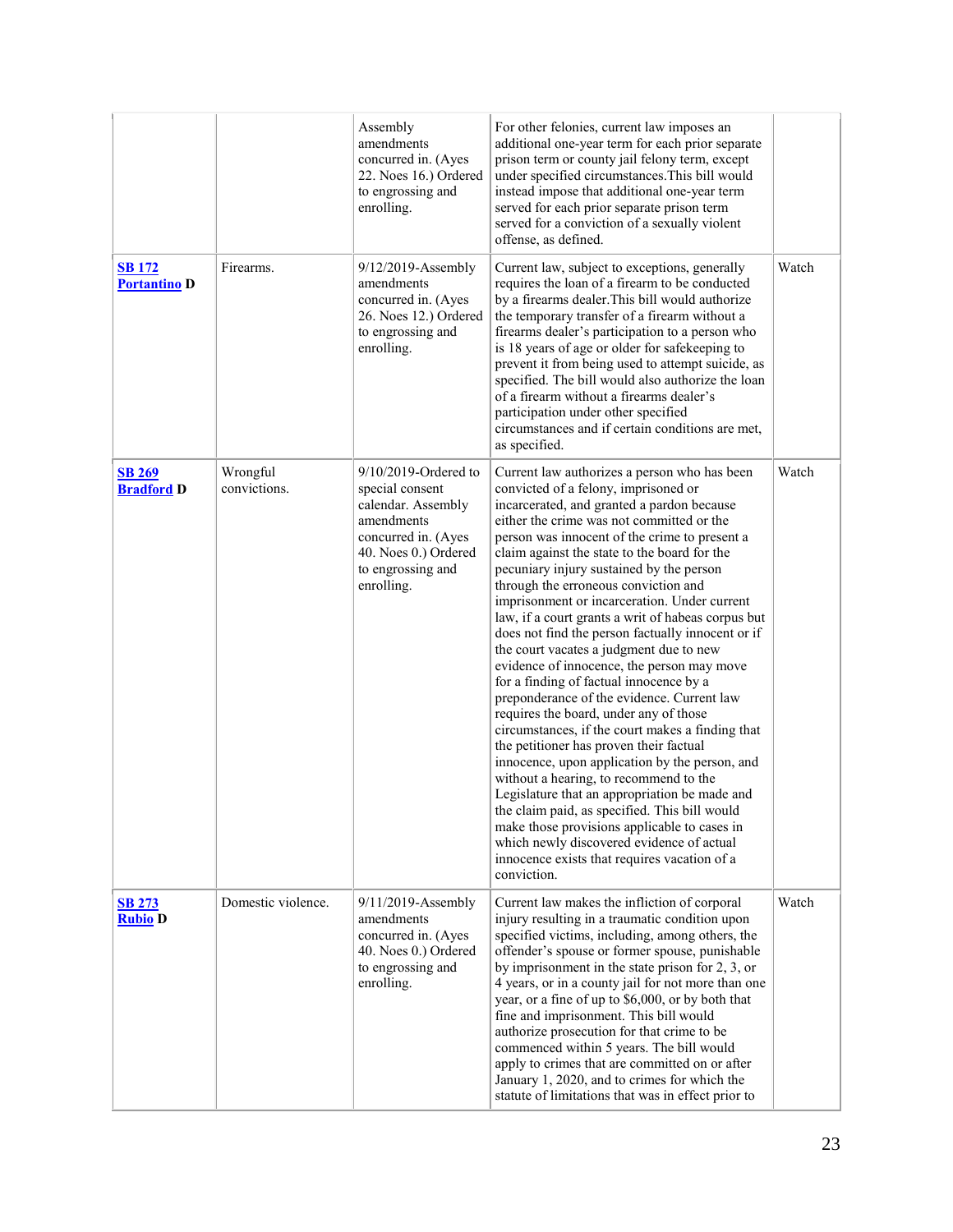| | | | | |
|---|---|---|---|---|
| | | Assembly amendments concurred in. (Ayes 22. Noes 16.) Ordered to engrossing and enrolling. | For other felonies, current law imposes an additional one-year term for each prior separate prison term or county jail felony term, except under specified circumstances.This bill would instead impose that additional one-year term served for each prior separate prison term served for a conviction of a sexually violent offense, as defined. | |
| **SB 172**<br>**Portantino D** | Firearms. | 9/12/2019-Assembly amendments concurred in. (Ayes 26. Noes 12.) Ordered to engrossing and enrolling. | Current law, subject to exceptions, generally requires the loan of a firearm to be conducted by a firearms dealer.This bill would authorize the temporary transfer of a firearm without a firearms dealer's participation to a person who is 18 years of age or older for safekeeping to prevent it from being used to attempt suicide, as specified. The bill would also authorize the loan of a firearm without a firearms dealer's participation under other specified circumstances and if certain conditions are met, as specified. | Watch |
| **SB 269**<br>**Bradford D** | Wrongful convictions. | 9/10/2019-Ordered to special consent calendar. Assembly amendments concurred in. (Ayes 40. Noes 0.) Ordered to engrossing and enrolling. | Current law authorizes a person who has been convicted of a felony, imprisoned or incarcerated, and granted a pardon because either the crime was not committed or the person was innocent of the crime to present a claim against the state to the board for the pecuniary injury sustained by the person through the erroneous conviction and imprisonment or incarceration. Under current law, if a court grants a writ of habeas corpus but does not find the person factually innocent or if the court vacates a judgment due to new evidence of innocence, the person may move for a finding of factual innocence by a preponderance of the evidence. Current law requires the board, under any of those circumstances, if the court makes a finding that the petitioner has proven their factual innocence, upon application by the person, and without a hearing, to recommend to the Legislature that an appropriation be made and the claim paid, as specified. This bill would make those provisions applicable to cases in which newly discovered evidence of actual innocence exists that requires vacation of a conviction. | Watch |
| **SB 273**<br>**Rubio D** | Domestic violence. | 9/11/2019-Assembly amendments concurred in. (Ayes 40. Noes 0.) Ordered to engrossing and enrolling. | Current law makes the infliction of corporal injury resulting in a traumatic condition upon specified victims, including, among others, the offender's spouse or former spouse, punishable by imprisonment in the state prison for 2, 3, or 4 years, or in a county jail for not more than one year, or a fine of up to $6,000, or by both that fine and imprisonment. This bill would authorize prosecution for that crime to be commenced within 5 years. The bill would apply to crimes that are committed on or after January 1, 2020, and to crimes for which the statute of limitations that was in effect prior to | Watch |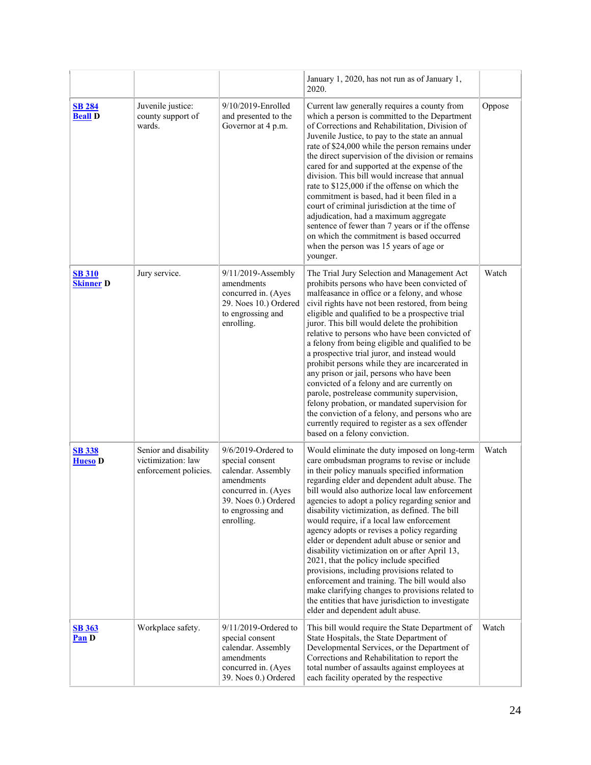| | | | January 1, 2020, has not run as of January 1, 2020. | |
|---|---|---|---|---|
| **SB 284** **Beall D** | Juvenile justice: county support of wards. | 9/10/2019-Enrolled and presented to the Governor at 4 p.m. | Current law generally requires a county from which a person is committed to the Department of Corrections and Rehabilitation, Division of Juvenile Justice, to pay to the state an annual rate of $24,000 while the person remains under the direct supervision of the division or remains cared for and supported at the expense of the division. This bill would increase that annual rate to $125,000 if the offense on which the commitment is based, had it been filed in a court of criminal jurisdiction at the time of adjudication, had a maximum aggregate sentence of fewer than 7 years or if the offense on which the commitment is based occurred when the person was 15 years of age or younger. | Oppose |
| **SB 310** **Skinner D** | Jury service. | 9/11/2019-Assembly amendments concurred in. (Ayes 29. Noes 10.) Ordered to engrossing and enrolling. | The Trial Jury Selection and Management Act prohibits persons who have been convicted of malfeasance in office or a felony, and whose civil rights have not been restored, from being eligible and qualified to be a prospective trial juror. This bill would delete the prohibition relative to persons who have been convicted of a felony from being eligible and qualified to be a prospective trial juror, and instead would prohibit persons while they are incarcerated in any prison or jail, persons who have been convicted of a felony and are currently on parole, postrelease community supervision, felony probation, or mandated supervision for the conviction of a felony, and persons who are currently required to register as a sex offender based on a felony conviction. | Watch |
| **SB 338** **Hueso D** | Senior and disability victimization: law enforcement policies. | 9/6/2019-Ordered to special consent calendar. Assembly amendments concurred in. (Ayes 39. Noes 0.) Ordered to engrossing and enrolling. | Would eliminate the duty imposed on long-term care ombudsman programs to revise or include in their policy manuals specified information regarding elder and dependent adult abuse. The bill would also authorize local law enforcement agencies to adopt a policy regarding senior and disability victimization, as defined. The bill would require, if a local law enforcement agency adopts or revises a policy regarding elder or dependent adult abuse or senior and disability victimization on or after April 13, 2021, that the policy include specified provisions, including provisions related to enforcement and training. The bill would also make clarifying changes to provisions related to the entities that have jurisdiction to investigate elder and dependent adult abuse. | Watch |
| **SB 363** **Pan D** | Workplace safety. | 9/11/2019-Ordered to special consent calendar. Assembly amendments concurred in. (Ayes 39. Noes 0.) Ordered | This bill would require the State Department of State Hospitals, the State Department of Developmental Services, or the Department of Corrections and Rehabilitation to report the total number of assaults against employees at each facility operated by the respective | Watch |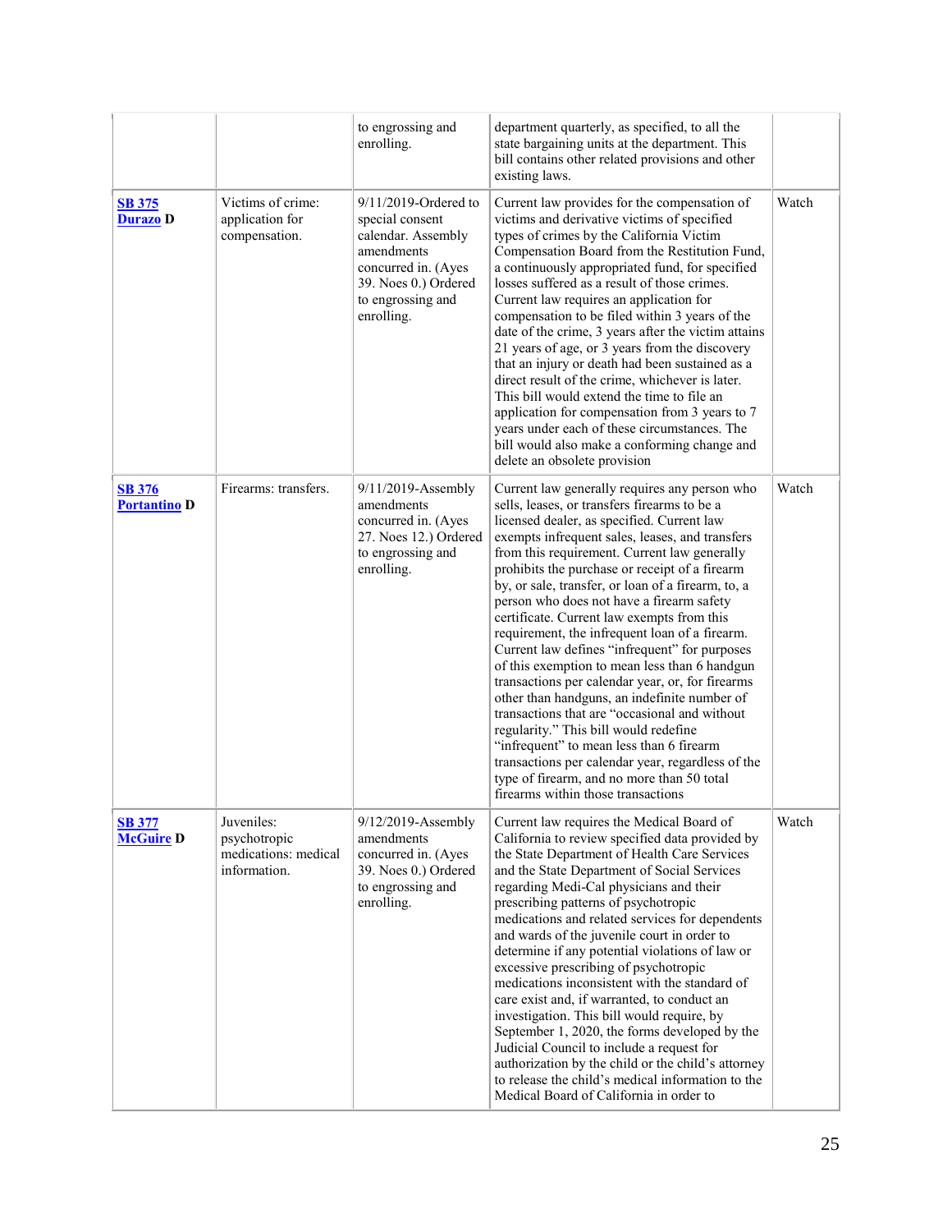|  |  |  |  |  |
|---|---|---|---|---|
|  |  | to engrossing and enrolling. | department quarterly, as specified, to all the state bargaining units at the department. This bill contains other related provisions and other existing laws. |  |
| **SB 375 Durazo D** | Victims of crime: application for compensation. | 9/11/2019-Ordered to special consent calendar. Assembly amendments concurred in. (Ayes 39. Noes 0.) Ordered to engrossing and enrolling. | Current law provides for the compensation of victims and derivative victims of specified types of crimes by the California Victim Compensation Board from the Restitution Fund, a continuously appropriated fund, for specified losses suffered as a result of those crimes. Current law requires an application for compensation to be filed within 3 years of the date of the crime, 3 years after the victim attains 21 years of age, or 3 years from the discovery that an injury or death had been sustained as a direct result of the crime, whichever is later. This bill would extend the time to file an application for compensation from 3 years to 7 years under each of these circumstances. The bill would also make a conforming change and delete an obsolete provision | Watch |
| **SB 376 Portantino D** | Firearms: transfers. | 9/11/2019-Assembly amendments concurred in. (Ayes 27. Noes 12.) Ordered to engrossing and enrolling. | Current law generally requires any person who sells, leases, or transfers firearms to be a licensed dealer, as specified. Current law exempts infrequent sales, leases, and transfers from this requirement. Current law generally prohibits the purchase or receipt of a firearm by, or sale, transfer, or loan of a firearm, to, a person who does not have a firearm safety certificate. Current law exempts from this requirement, the infrequent loan of a firearm. Current law defines "infrequent" for purposes of this exemption to mean less than 6 handgun transactions per calendar year, or, for firearms other than handguns, an indefinite number of transactions that are "occasional and without regularity." This bill would redefine "infrequent" to mean less than 6 firearm transactions per calendar year, regardless of the type of firearm, and no more than 50 total firearms within those transactions | Watch |
| **SB 377 McGuire D** | Juveniles: psychotropic medications: medical information. | 9/12/2019-Assembly amendments concurred in. (Ayes 39. Noes 0.) Ordered to engrossing and enrolling. | Current law requires the Medical Board of California to review specified data provided by the State Department of Health Care Services and the State Department of Social Services regarding Medi-Cal physicians and their prescribing patterns of psychotropic medications and related services for dependents and wards of the juvenile court in order to determine if any potential violations of law or excessive prescribing of psychotropic medications inconsistent with the standard of care exist and, if warranted, to conduct an investigation. This bill would require, by September 1, 2020, the forms developed by the Judicial Council to include a request for authorization by the child or the child's attorney to release the child's medical information to the Medical Board of California in order to | Watch |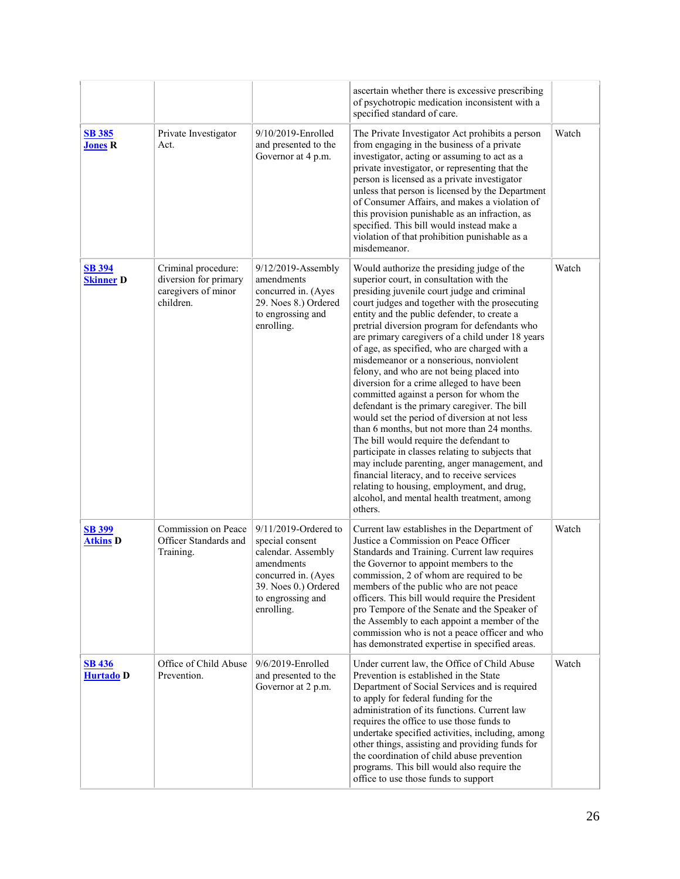| | | | | |
|---|---|---|---|---|
| | | | ascertain whether there is excessive prescribing of psychotropic medication inconsistent with a specified standard of care. | |
| **SB 385** **Jones R** | Private Investigator Act. | 9/10/2019-Enrolled and presented to the Governor at 4 p.m. | The Private Investigator Act prohibits a person from engaging in the business of a private investigator, acting or assuming to act as a private investigator, or representing that the person is licensed as a private investigator unless that person is licensed by the Department of Consumer Affairs, and makes a violation of this provision punishable as an infraction, as specified. This bill would instead make a violation of that prohibition punishable as a misdemeanor. | Watch |
| **SB 394** **Skinner D** | Criminal procedure: diversion for primary caregivers of minor children. | 9/12/2019-Assembly amendments concurred in. (Ayes 29. Noes 8.) Ordered to engrossing and enrolling. | Would authorize the presiding judge of the superior court, in consultation with the presiding juvenile court judge and criminal court judges and together with the prosecuting entity and the public defender, to create a pretrial diversion program for defendants who are primary caregivers of a child under 18 years of age, as specified, who are charged with a misdemeanor or a nonserious, nonviolent felony, and who are not being placed into diversion for a crime alleged to have been committed against a person for whom the defendant is the primary caregiver. The bill would set the period of diversion at not less than 6 months, but not more than 24 months. The bill would require the defendant to participate in classes relating to subjects that may include parenting, anger management, and financial literacy, and to receive services relating to housing, employment, and drug, alcohol, and mental health treatment, among others. | Watch |
| **SB 399** **Atkins D** | Commission on Peace Officer Standards and Training. | 9/11/2019-Ordered to special consent calendar. Assembly amendments concurred in. (Ayes 39. Noes 0.) Ordered to engrossing and enrolling. | Current law establishes in the Department of Justice a Commission on Peace Officer Standards and Training. Current law requires the Governor to appoint members to the commission, 2 of whom are required to be members of the public who are not peace officers. This bill would require the President pro Tempore of the Senate and the Speaker of the Assembly to each appoint a member of the commission who is not a peace officer and who has demonstrated expertise in specified areas. | Watch |
| **SB 436** **Hurtado D** | Office of Child Abuse Prevention. | 9/6/2019-Enrolled and presented to the Governor at 2 p.m. | Under current law, the Office of Child Abuse Prevention is established in the State Department of Social Services and is required to apply for federal funding for the administration of its functions. Current law requires the office to use those funds to undertake specified activities, including, among other things, assisting and providing funds for the coordination of child abuse prevention programs. This bill would also require the office to use those funds to support | Watch |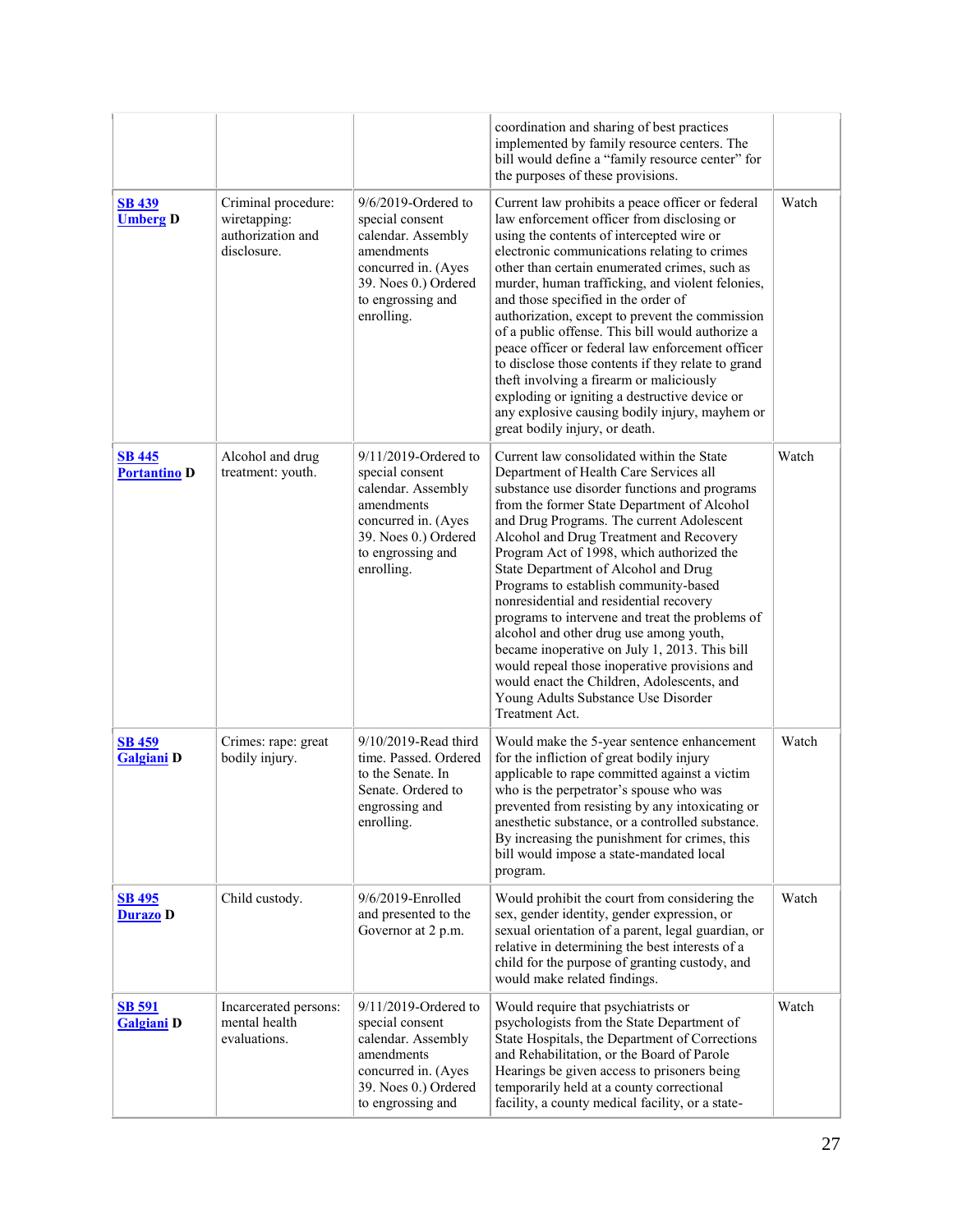| | | | | |
|---|---|---|---|---|
| | | | coordination and sharing of best practices implemented by family resource centers. The bill would define a "family resource center" for the purposes of these provisions. | |
| **SB 439 Umberg D** | Criminal procedure: wiretapping: authorization and disclosure. | 9/6/2019-Ordered to special consent calendar. Assembly amendments concurred in. (Ayes 39. Noes 0.) Ordered to engrossing and enrolling. | Current law prohibits a peace officer or federal law enforcement officer from disclosing or using the contents of intercepted wire or electronic communications relating to crimes other than certain enumerated crimes, such as murder, human trafficking, and violent felonies, and those specified in the order of authorization, except to prevent the commission of a public offense. This bill would authorize a peace officer or federal law enforcement officer to disclose those contents if they relate to grand theft involving a firearm or maliciously exploding or igniting a destructive device or any explosive causing bodily injury, mayhem or great bodily injury, or death. | Watch |
| **SB 445 Portantino D** | Alcohol and drug treatment: youth. | 9/11/2019-Ordered to special consent calendar. Assembly amendments concurred in. (Ayes 39. Noes 0.) Ordered to engrossing and enrolling. | Current law consolidated within the State Department of Health Care Services all substance use disorder functions and programs from the former State Department of Alcohol and Drug Programs. The current Adolescent Alcohol and Drug Treatment and Recovery Program Act of 1998, which authorized the State Department of Alcohol and Drug Programs to establish community-based nonresidential and residential recovery programs to intervene and treat the problems of alcohol and other drug use among youth, became inoperative on July 1, 2013. This bill would repeal those inoperative provisions and would enact the Children, Adolescents, and Young Adults Substance Use Disorder Treatment Act. | Watch |
| **SB 459 Galgiani D** | Crimes: rape: great bodily injury. | 9/10/2019-Read third time. Passed. Ordered to the Senate. In Senate. Ordered to engrossing and enrolling. | Would make the 5-year sentence enhancement for the infliction of great bodily injury applicable to rape committed against a victim who is the perpetrator's spouse who was prevented from resisting by any intoxicating or anesthetic substance, or a controlled substance. By increasing the punishment for crimes, this bill would impose a state-mandated local program. | Watch |
| **SB 495 Durazo D** | Child custody. | 9/6/2019-Enrolled and presented to the Governor at 2 p.m. | Would prohibit the court from considering the sex, gender identity, gender expression, or sexual orientation of a parent, legal guardian, or relative in determining the best interests of a child for the purpose of granting custody, and would make related findings. | Watch |
| **SB 591 Galgiani D** | Incarcerated persons: mental health evaluations. | 9/11/2019-Ordered to special consent calendar. Assembly amendments concurred in. (Ayes 39. Noes 0.) Ordered to engrossing and | Would require that psychiatrists or psychologists from the State Department of State Hospitals, the Department of Corrections and Rehabilitation, or the Board of Parole Hearings be given access to prisoners being temporarily held at a county correctional facility, a county medical facility, or a state- | Watch |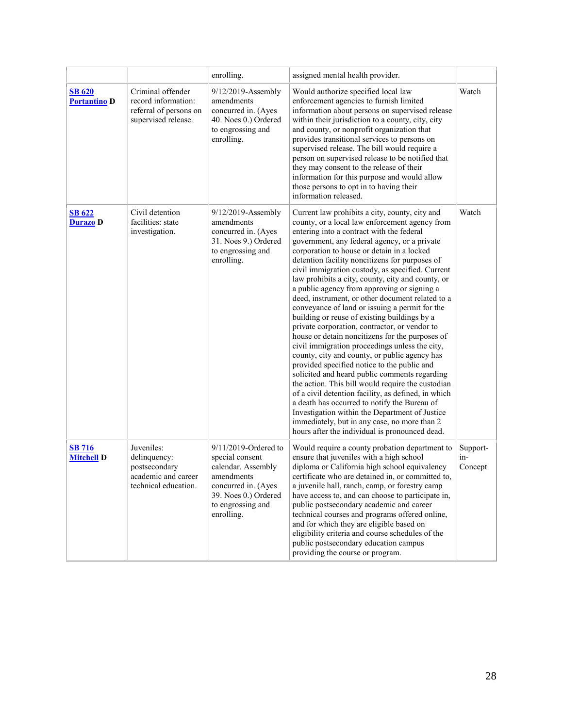| | | | | |
|---|---|---|---|---|
| | | enrolling. | assigned mental health provider. | |
| **SB 620 Portantino D** | Criminal offender record information: referral of persons on supervised release. | 9/12/2019-Assembly amendments concurred in. (Ayes 40. Noes 0.) Ordered to engrossing and enrolling. | Would authorize specified local law enforcement agencies to furnish limited information about persons on supervised release within their jurisdiction to a county, city, city and county, or nonprofit organization that provides transitional services to persons on supervised release. The bill would require a person on supervised release to be notified that they may consent to the release of their information for this purpose and would allow those persons to opt in to having their information released. | Watch |
| **SB 622 Durazo D** | Civil detention facilities: state investigation. | 9/12/2019-Assembly amendments concurred in. (Ayes 31. Noes 9.) Ordered to engrossing and enrolling. | Current law prohibits a city, county, city and county, or a local law enforcement agency from entering into a contract with the federal government, any federal agency, or a private corporation to house or detain in a locked detention facility noncitizens for purposes of civil immigration custody, as specified. Current law prohibits a city, county, city and county, or a public agency from approving or signing a deed, instrument, or other document related to a conveyance of land or issuing a permit for the building or reuse of existing buildings by a private corporation, contractor, or vendor to house or detain noncitizens for the purposes of civil immigration proceedings unless the city, county, city and county, or public agency has provided specified notice to the public and solicited and heard public comments regarding the action. This bill would require the custodian of a civil detention facility, as defined, in which a death has occurred to notify the Bureau of Investigation within the Department of Justice immediately, but in any case, no more than 2 hours after the individual is pronounced dead. | Watch |
| **SB 716 Mitchell D** | Juveniles: delinquency: postsecondary academic and career technical education. | 9/11/2019-Ordered to special consent calendar. Assembly amendments concurred in. (Ayes 39. Noes 0.) Ordered to engrossing and enrolling. | Would require a county probation department to ensure that juveniles with a high school diploma or California high school equivalency certificate who are detained in, or committed to, a juvenile hall, ranch, camp, or forestry camp have access to, and can choose to participate in, public postsecondary academic and career technical courses and programs offered online, and for which they are eligible based on eligibility criteria and course schedules of the public postsecondary education campus providing the course or program. | Support-in-Concept |